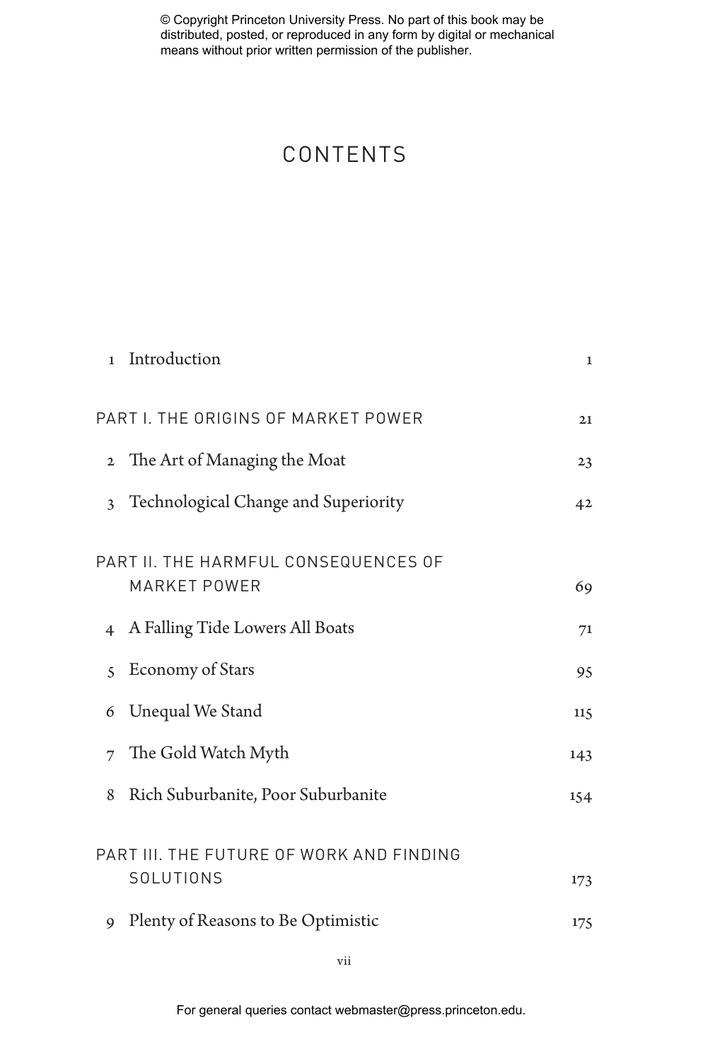© Copyright Princeton University Press. No part of this book may be distributed, posted, or reproduced in any form by digital or mechanical means without prior written permission of the publisher.

# CONTENTS

| | | |
|---|---|---|
| 1 | Introduction | 1 |
| | PART I. THE ORIGINS OF MARKET POWER | 21 |
| 2 | The Art of Managing the Moat | 23 |
| 3 | Technological Change and Superiority | 42 |
| | PART II. THE HARMFUL CONSEQUENCES OF MARKET POWER | 69 |
| 4 | A Falling Tide Lowers All Boats | 71 |
| 5 | Economy of Stars | 95 |
| 6 | Unequal We Stand | 115 |
| 7 | The Gold Watch Myth | 143 |
| 8 | Rich Suburbanite, Poor Suburbanite | 154 |
| | PART III. THE FUTURE OF WORK AND FINDING SOLUTIONS | 173 |
| 9 | Plenty of Reasons to Be Optimistic | 175 |

For general queries contact webmaster@press.princeton.edu.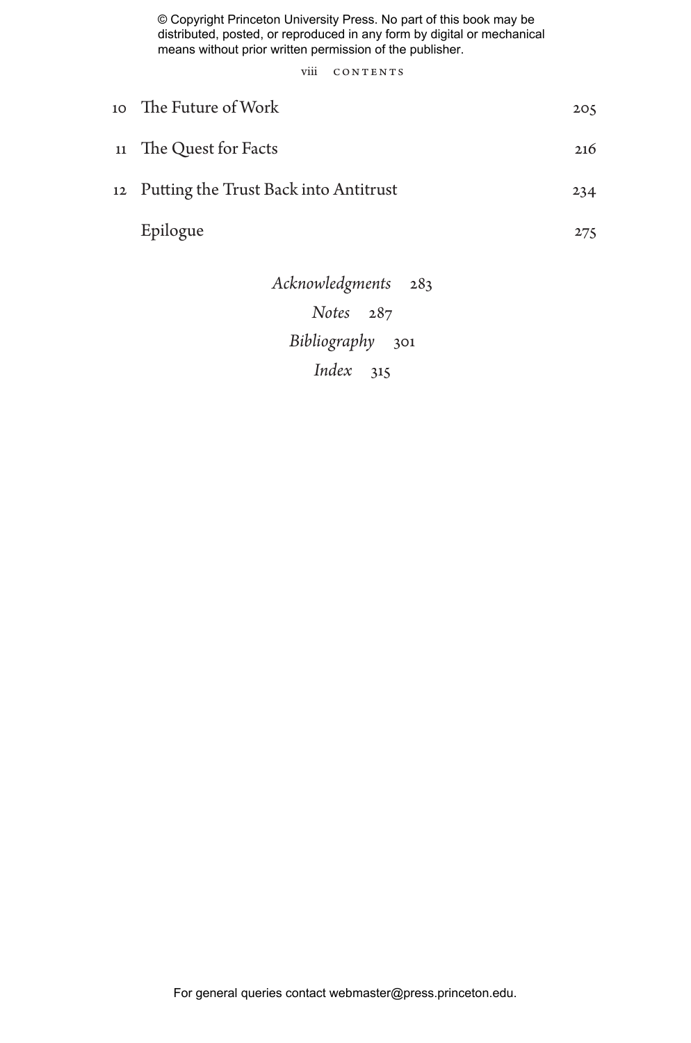10 The Future of Work 205

11 The Quest for Facts 216

12 Putting the Trust Back into Antitrust 234

Epilogue 275

*Acknowledgments* 283

*Notes* 287

*Bibliography* 301

*Index* 315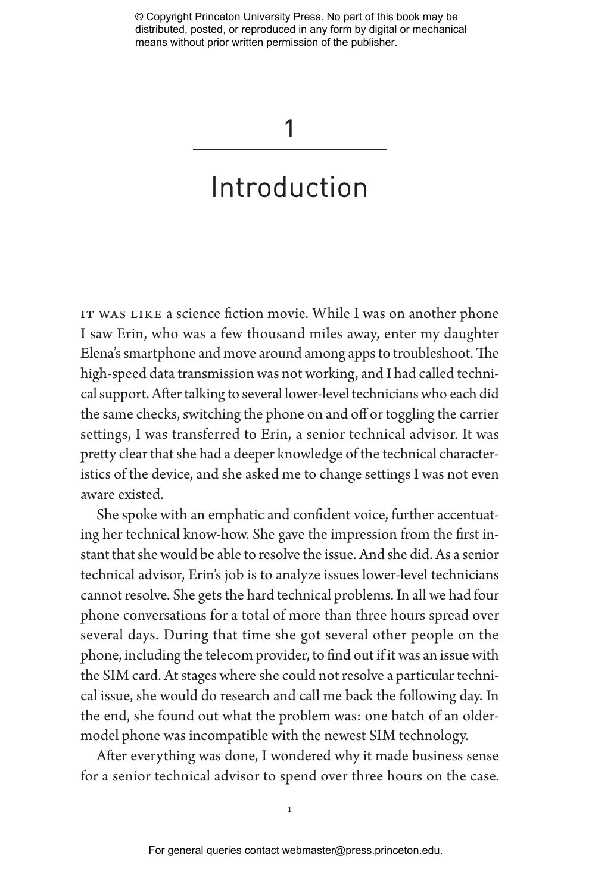# 1

# Introduction

IT WAS LIKE a science fiction movie. While I was on another phone I saw Erin, who was a few thousand miles away, enter my daughter Elena's smartphone and move around among apps to troubleshoot. The high-speed data transmission was not working, and I had called technical support. After talking to several lower-level technicians who each did the same checks, switching the phone on and off or toggling the carrier settings, I was transferred to Erin, a senior technical advisor. It was pretty clear that she had a deeper knowledge of the technical characteristics of the device, and she asked me to change settings I was not even aware existed.

She spoke with an emphatic and confident voice, further accentuating her technical know-how. She gave the impression from the first instant that she would be able to resolve the issue. And she did. As a senior technical advisor, Erin's job is to analyze issues lower-level technicians cannot resolve. She gets the hard technical problems. In all we had four phone conversations for a total of more than three hours spread over several days. During that time she got several other people on the phone, including the telecom provider, to find out if it was an issue with the SIM card. At stages where she could not resolve a particular technical issue, she would do research and call me back the following day. In the end, she found out what the problem was: one batch of an older-model phone was incompatible with the newest SIM technology.

After everything was done, I wondered why it made business sense for a senior technical advisor to spend over three hours on the case.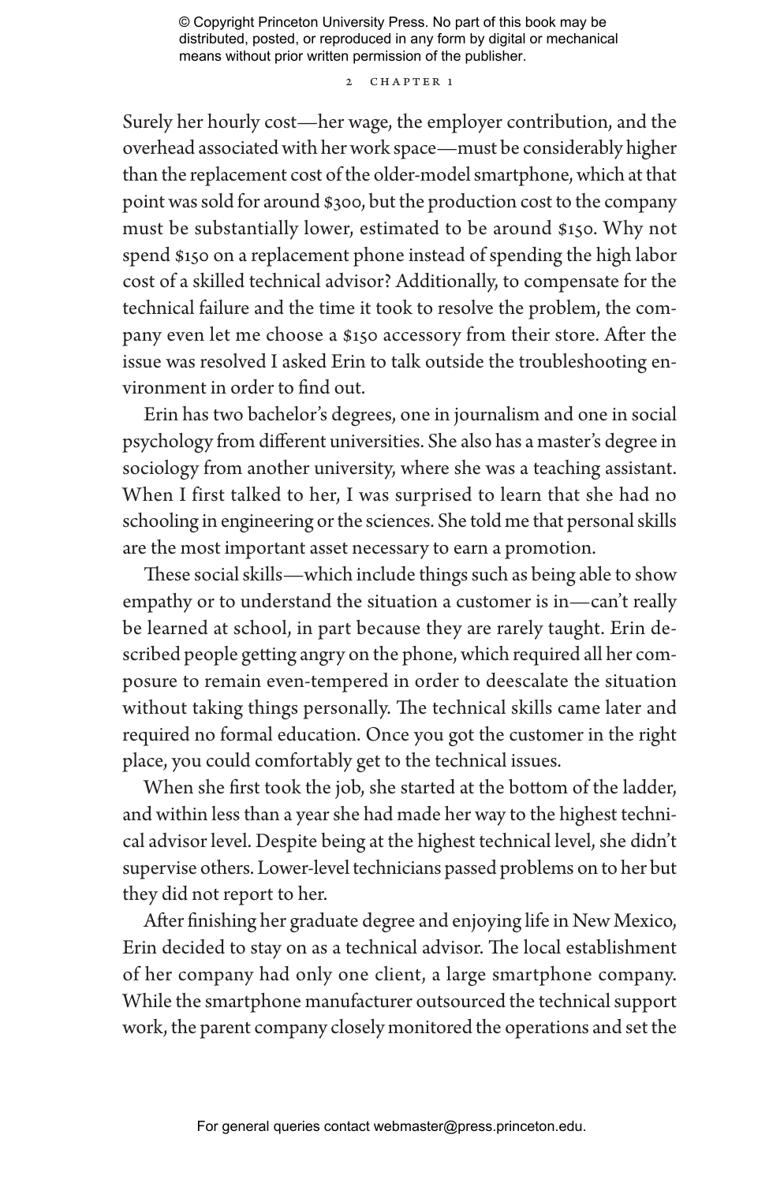Surely her hourly cost—her wage, the employer contribution, and the overhead associated with her work space—must be considerably higher than the replacement cost of the older-model smartphone, which at that point was sold for around $300, but the production cost to the company must be substantially lower, estimated to be around $150. Why not spend $150 on a replacement phone instead of spending the high labor cost of a skilled technical advisor? Additionally, to compensate for the technical failure and the time it took to resolve the problem, the company even let me choose a $150 accessory from their store. After the issue was resolved I asked Erin to talk outside the troubleshooting environment in order to find out.

Erin has two bachelor's degrees, one in journalism and one in social psychology from different universities. She also has a master's degree in sociology from another university, where she was a teaching assistant. When I first talked to her, I was surprised to learn that she had no schooling in engineering or the sciences. She told me that personal skills are the most important asset necessary to earn a promotion.

These social skills—which include things such as being able to show empathy or to understand the situation a customer is in—can't really be learned at school, in part because they are rarely taught. Erin described people getting angry on the phone, which required all her composure to remain even-tempered in order to deescalate the situation without taking things personally. The technical skills came later and required no formal education. Once you got the customer in the right place, you could comfortably get to the technical issues.

When she first took the job, she started at the bottom of the ladder, and within less than a year she had made her way to the highest technical advisor level. Despite being at the highest technical level, she didn't supervise others. Lower-level technicians passed problems on to her but they did not report to her.

After finishing her graduate degree and enjoying life in New Mexico, Erin decided to stay on as a technical advisor. The local establishment of her company had only one client, a large smartphone company. While the smartphone manufacturer outsourced the technical support work, the parent company closely monitored the operations and set the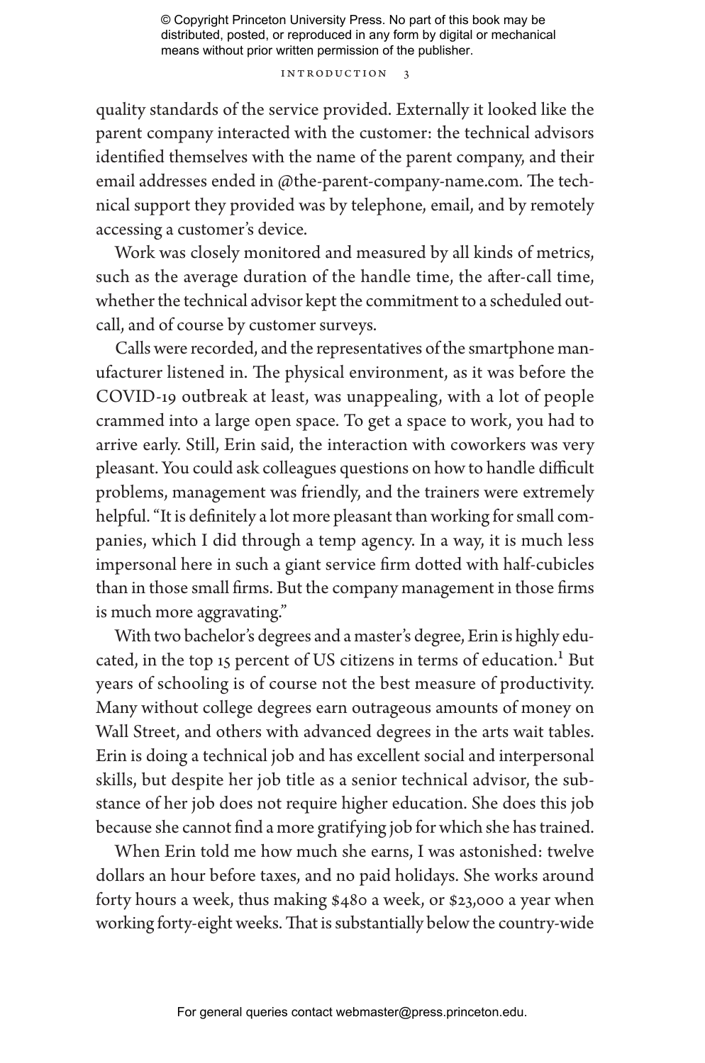quality standards of the service provided. Externally it looked like the parent company interacted with the customer: the technical advisors identified themselves with the name of the parent company, and their email addresses ended in @the-parent-company-name.com. The technical support they provided was by telephone, email, and by remotely accessing a customer's device.

Work was closely monitored and measured by all kinds of metrics, such as the average duration of the handle time, the after-call time, whether the technical advisor kept the commitment to a scheduled out-call, and of course by customer surveys.

Calls were recorded, and the representatives of the smartphone manufacturer listened in. The physical environment, as it was before the COVID-19 outbreak at least, was unappealing, with a lot of people crammed into a large open space. To get a space to work, you had to arrive early. Still, Erin said, the interaction with coworkers was very pleasant. You could ask colleagues questions on how to handle difficult problems, management was friendly, and the trainers were extremely helpful. "It is definitely a lot more pleasant than working for small companies, which I did through a temp agency. In a way, it is much less impersonal here in such a giant service firm dotted with half-cubicles than in those small firms. But the company management in those firms is much more aggravating."

With two bachelor's degrees and a master's degree, Erin is highly educated, in the top 15 percent of US citizens in terms of education.[1] But years of schooling is of course not the best measure of productivity. Many without college degrees earn outrageous amounts of money on Wall Street, and others with advanced degrees in the arts wait tables. Erin is doing a technical job and has excellent social and interpersonal skills, but despite her job title as a senior technical advisor, the substance of her job does not require higher education. She does this job because she cannot find a more gratifying job for which she has trained.

When Erin told me how much she earns, I was astonished: twelve dollars an hour before taxes, and no paid holidays. She works around forty hours a week, thus making $480 a week, or $23,000 a year when working forty-eight weeks. That is substantially below the country-wide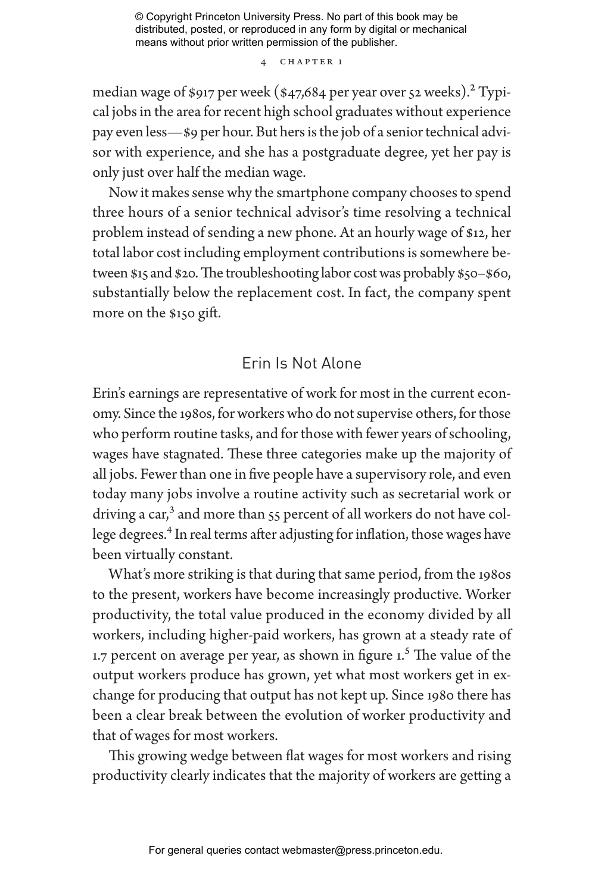median wage of $917 per week ($47,684 per year over 52 weeks).[2] Typical jobs in the area for recent high school graduates without experience pay even less—$9 per hour. But hers is the job of a senior technical advisor with experience, and she has a postgraduate degree, yet her pay is only just over half the median wage.

Now it makes sense why the smartphone company chooses to spend three hours of a senior technical advisor's time resolving a technical problem instead of sending a new phone. At an hourly wage of $12, her total labor cost including employment contributions is somewhere between $15 and $20. The troubleshooting labor cost was probably $50–$60, substantially below the replacement cost. In fact, the company spent more on the $150 gift.

## Erin Is Not Alone

Erin's earnings are representative of work for most in the current economy. Since the 1980s, for workers who do not supervise others, for those who perform routine tasks, and for those with fewer years of schooling, wages have stagnated. These three categories make up the majority of all jobs. Fewer than one in five people have a supervisory role, and even today many jobs involve a routine activity such as secretarial work or driving a car,[3] and more than 55 percent of all workers do not have college degrees.[4] In real terms after adjusting for inflation, those wages have been virtually constant.

What's more striking is that during that same period, from the 1980s to the present, workers have become increasingly productive. Worker productivity, the total value produced in the economy divided by all workers, including higher-paid workers, has grown at a steady rate of 1.7 percent on average per year, as shown in figure 1.[5] The value of the output workers produce has grown, yet what most workers get in exchange for producing that output has not kept up. Since 1980 there has been a clear break between the evolution of worker productivity and that of wages for most workers.

This growing wedge between flat wages for most workers and rising productivity clearly indicates that the majority of workers are getting a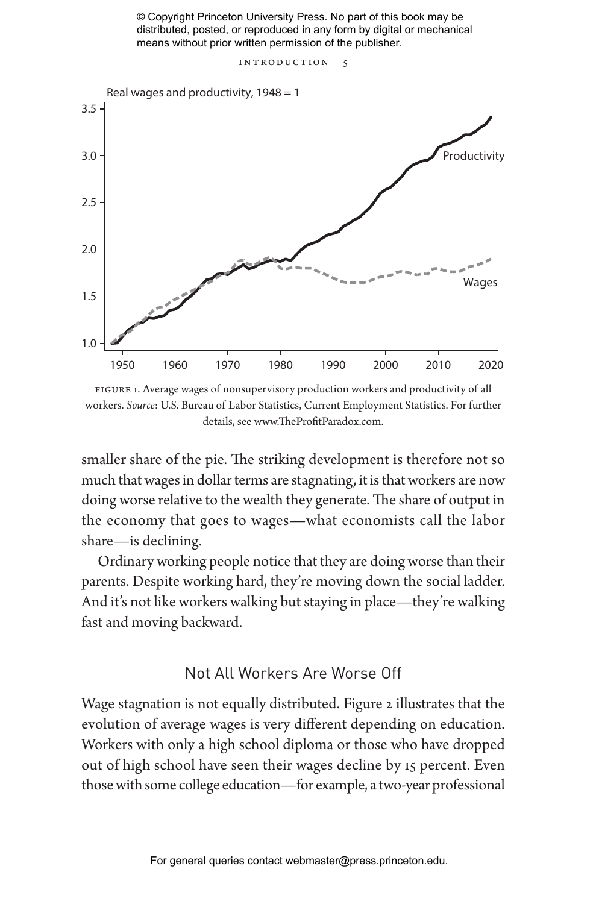FIGURE 1. Average wages of nonsupervisory production workers and productivity of all workers. *Source*: U.S. Bureau of Labor Statistics, Current Employment Statistics. For further details, see www.TheProfitParadox.com.

smaller share of the pie. The striking development is therefore not so much that wages in dollar terms are stagnating, it is that workers are now doing worse relative to the wealth they generate. The share of output in the economy that goes to wages—what economists call the labor share—is declining.

Ordinary working people notice that they are doing worse than their parents. Despite working hard, they're moving down the social ladder. And it's not like workers walking but staying in place—they're walking fast and moving backward.

## Not All Workers Are Worse Off

Wage stagnation is not equally distributed. Figure 2 illustrates that the evolution of average wages is very different depending on education. Workers with only a high school diploma or those who have dropped out of high school have seen their wages decline by 15 percent. Even those with some college education—for example, a two-year professional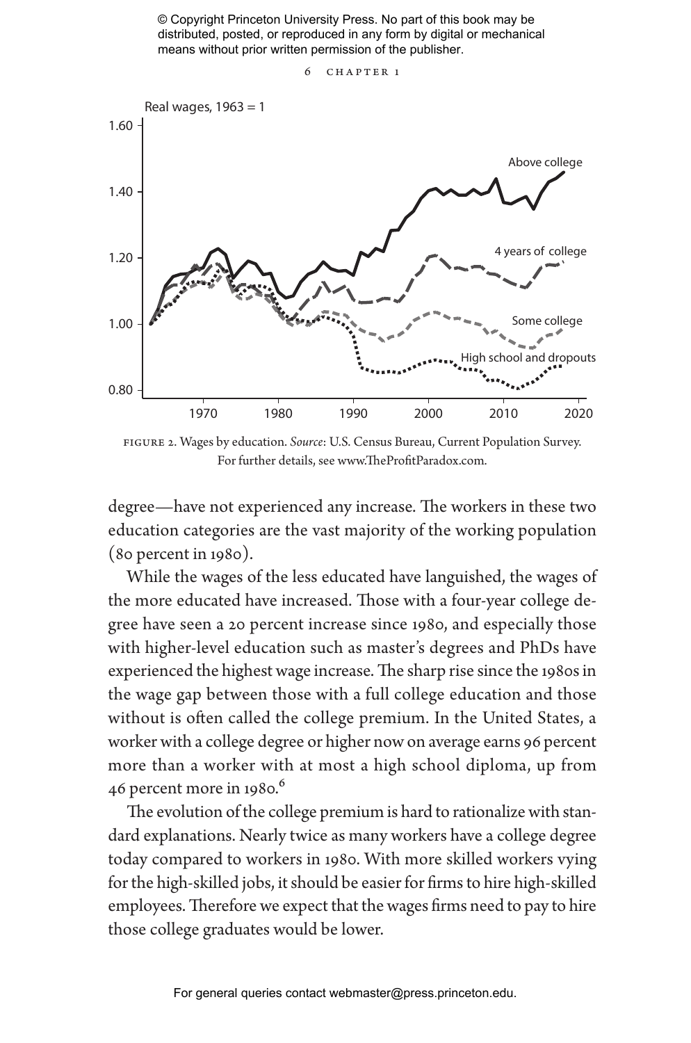Real wages, 1963 = 1

1.60

1.40

1.20

1.00

0.80

1970 1980 1990 2000 2010 2020

Above college

4 years of college

Some college

High school and dropouts

FIGURE 2. Wages by education. *Source*: U.S. Census Bureau, Current Population Survey. For further details, see www.TheProfitParadox.com.

degree—have not experienced any increase. The workers in these two education categories are the vast majority of the working population (80 percent in 1980).

While the wages of the less educated have languished, the wages of the more educated have increased. Those with a four-year college degree have seen a 20 percent increase since 1980, and especially those with higher-level education such as master's degrees and PhDs have experienced the highest wage increase. The sharp rise since the 1980s in the wage gap between those with a full college education and those without is often called the college premium. In the United States, a worker with a college degree or higher now on average earns 96 percent more than a worker with at most a high school diploma, up from 46 percent more in 1980.[6]

The evolution of the college premium is hard to rationalize with standard explanations. Nearly twice as many workers have a college degree today compared to workers in 1980. With more skilled workers vying for the high-skilled jobs, it should be easier for firms to hire high-skilled employees. Therefore we expect that the wages firms need to pay to hire those college graduates would be lower.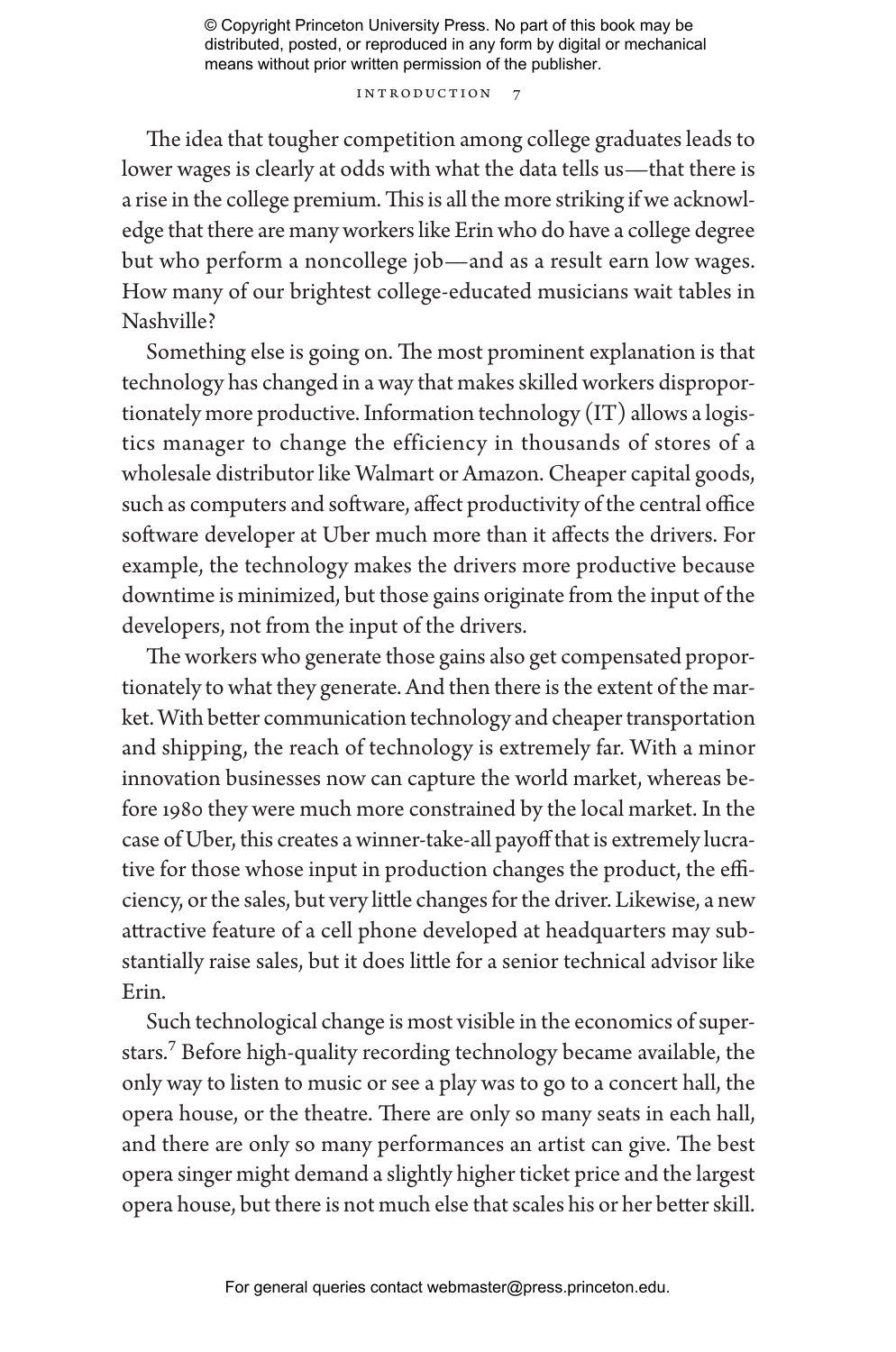The idea that tougher competition among college graduates leads to lower wages is clearly at odds with what the data tells us—that there is a rise in the college premium. This is all the more striking if we acknowledge that there are many workers like Erin who do have a college degree but who perform a noncollege job—and as a result earn low wages. How many of our brightest college-educated musicians wait tables in Nashville?

Something else is going on. The most prominent explanation is that technology has changed in a way that makes skilled workers disproportionately more productive. Information technology (IT) allows a logistics manager to change the efficiency in thousands of stores of a wholesale distributor like Walmart or Amazon. Cheaper capital goods, such as computers and software, affect productivity of the central office software developer at Uber much more than it affects the drivers. For example, the technology makes the drivers more productive because downtime is minimized, but those gains originate from the input of the developers, not from the input of the drivers.

The workers who generate those gains also get compensated proportionately to what they generate. And then there is the extent of the market. With better communication technology and cheaper transportation and shipping, the reach of technology is extremely far. With a minor innovation businesses now can capture the world market, whereas before 1980 they were much more constrained by the local market. In the case of Uber, this creates a winner-take-all payoff that is extremely lucrative for those whose input in production changes the product, the efficiency, or the sales, but very little changes for the driver. Likewise, a new attractive feature of a cell phone developed at headquarters may substantially raise sales, but it does little for a senior technical advisor like Erin.

Such technological change is most visible in the economics of superstars.[7] Before high-quality recording technology became available, the only way to listen to music or see a play was to go to a concert hall, the opera house, or the theatre. There are only so many seats in each hall, and there are only so many performances an artist can give. The best opera singer might demand a slightly higher ticket price and the largest opera house, but there is not much else that scales his or her better skill.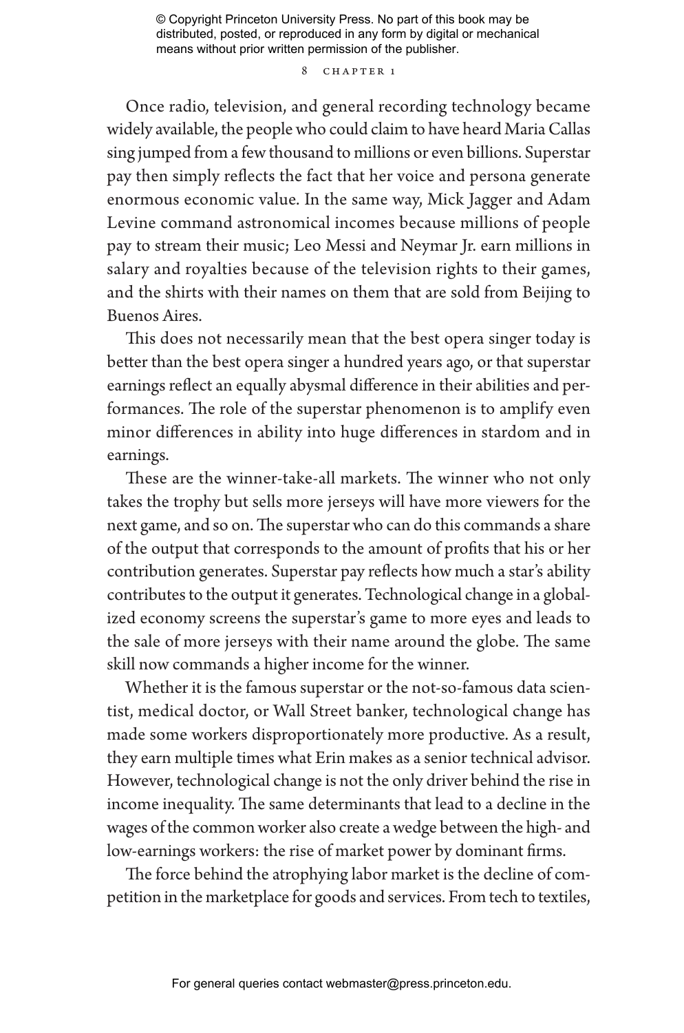Once radio, television, and general recording technology became widely available, the people who could claim to have heard Maria Callas sing jumped from a few thousand to millions or even billions. Superstar pay then simply reflects the fact that her voice and persona generate enormous economic value. In the same way, Mick Jagger and Adam Levine command astronomical incomes because millions of people pay to stream their music; Leo Messi and Neymar Jr. earn millions in salary and royalties because of the television rights to their games, and the shirts with their names on them that are sold from Beijing to Buenos Aires.

This does not necessarily mean that the best opera singer today is better than the best opera singer a hundred years ago, or that superstar earnings reflect an equally abysmal difference in their abilities and performances. The role of the superstar phenomenon is to amplify even minor differences in ability into huge differences in stardom and in earnings.

These are the winner-take-all markets. The winner who not only takes the trophy but sells more jerseys will have more viewers for the next game, and so on. The superstar who can do this commands a share of the output that corresponds to the amount of profits that his or her contribution generates. Superstar pay reflects how much a star's ability contributes to the output it generates. Technological change in a globalized economy screens the superstar's game to more eyes and leads to the sale of more jerseys with their name around the globe. The same skill now commands a higher income for the winner.

Whether it is the famous superstar or the not-so-famous data scientist, medical doctor, or Wall Street banker, technological change has made some workers disproportionately more productive. As a result, they earn multiple times what Erin makes as a senior technical advisor. However, technological change is not the only driver behind the rise in income inequality. The same determinants that lead to a decline in the wages of the common worker also create a wedge between the high- and low-earnings workers: the rise of market power by dominant firms.

The force behind the atrophying labor market is the decline of competition in the marketplace for goods and services. From tech to textiles,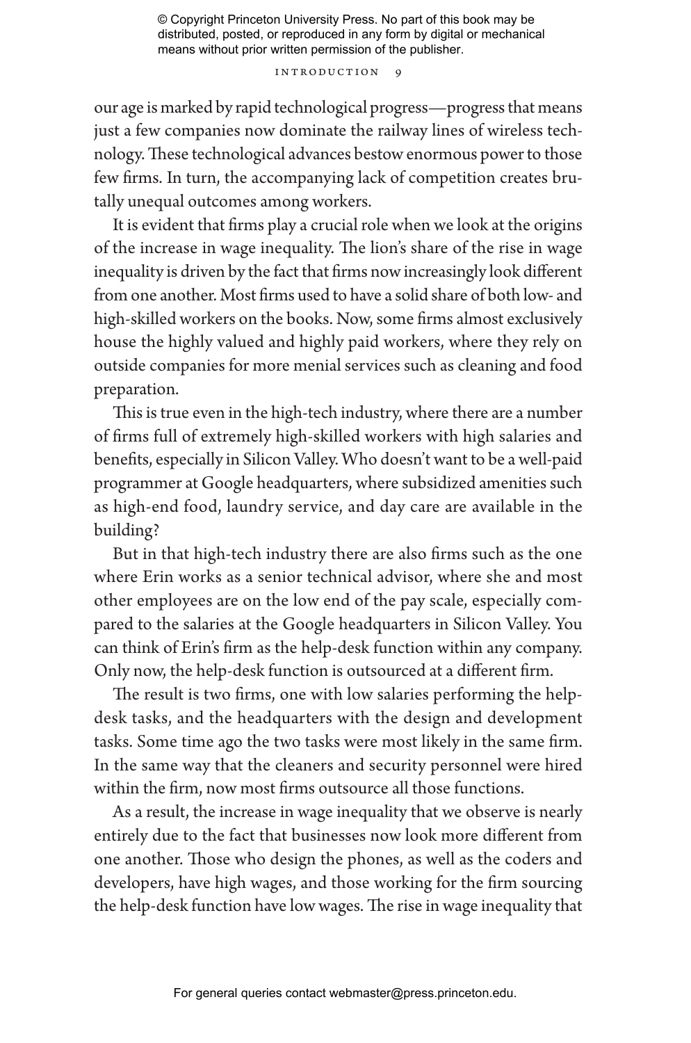our age is marked by rapid technological progress—progress that means just a few companies now dominate the railway lines of wireless technology. These technological advances bestow enormous power to those few firms. In turn, the accompanying lack of competition creates brutally unequal outcomes among workers.

It is evident that firms play a crucial role when we look at the origins of the increase in wage inequality. The lion's share of the rise in wage inequality is driven by the fact that firms now increasingly look different from one another. Most firms used to have a solid share of both low- and high-skilled workers on the books. Now, some firms almost exclusively house the highly valued and highly paid workers, where they rely on outside companies for more menial services such as cleaning and food preparation.

This is true even in the high-tech industry, where there are a number of firms full of extremely high-skilled workers with high salaries and benefits, especially in Silicon Valley. Who doesn't want to be a well-paid programmer at Google headquarters, where subsidized amenities such as high-end food, laundry service, and day care are available in the building?

But in that high-tech industry there are also firms such as the one where Erin works as a senior technical advisor, where she and most other employees are on the low end of the pay scale, especially compared to the salaries at the Google headquarters in Silicon Valley. You can think of Erin's firm as the help-desk function within any company. Only now, the help-desk function is outsourced at a different firm.

The result is two firms, one with low salaries performing the help-desk tasks, and the headquarters with the design and development tasks. Some time ago the two tasks were most likely in the same firm. In the same way that the cleaners and security personnel were hired within the firm, now most firms outsource all those functions.

As a result, the increase in wage inequality that we observe is nearly entirely due to the fact that businesses now look more different from one another. Those who design the phones, as well as the coders and developers, have high wages, and those working for the firm sourcing the help-desk function have low wages. The rise in wage inequality that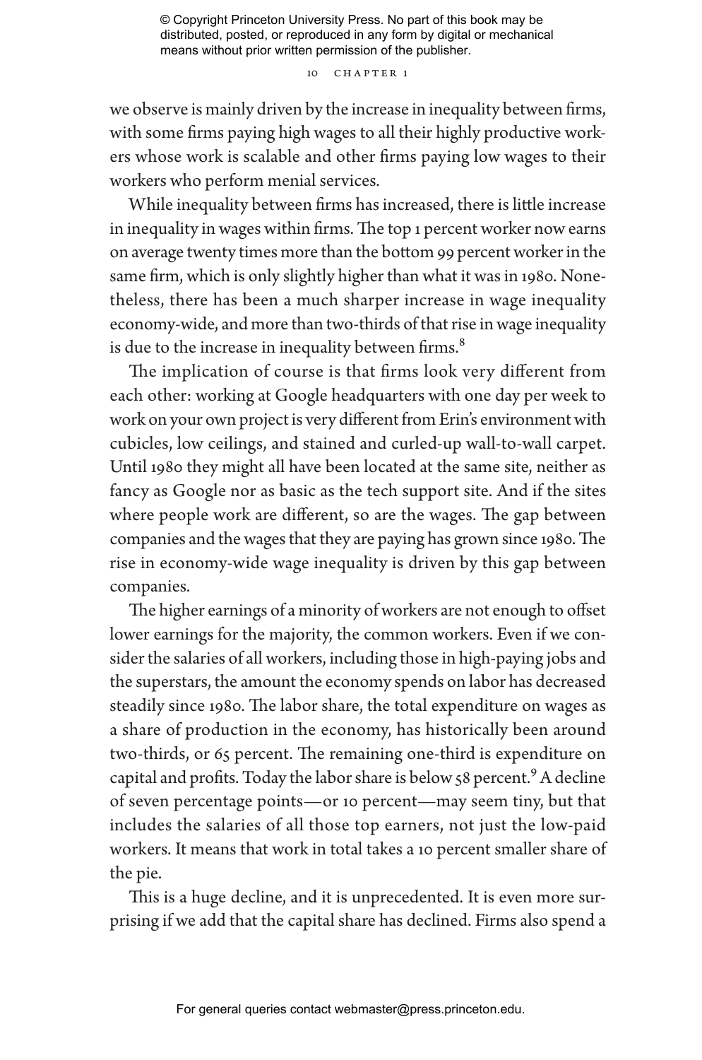we observe is mainly driven by the increase in inequality between firms, with some firms paying high wages to all their highly productive workers whose work is scalable and other firms paying low wages to their workers who perform menial services.

While inequality between firms has increased, there is little increase in inequality in wages within firms. The top 1 percent worker now earns on average twenty times more than the bottom 99 percent worker in the same firm, which is only slightly higher than what it was in 1980. Nonetheless, there has been a much sharper increase in wage inequality economy-wide, and more than two-thirds of that rise in wage inequality is due to the increase in inequality between firms.[8]

The implication of course is that firms look very different from each other: working at Google headquarters with one day per week to work on your own project is very different from Erin's environment with cubicles, low ceilings, and stained and curled-up wall-to-wall carpet. Until 1980 they might all have been located at the same site, neither as fancy as Google nor as basic as the tech support site. And if the sites where people work are different, so are the wages. The gap between companies and the wages that they are paying has grown since 1980. The rise in economy-wide wage inequality is driven by this gap between companies.

The higher earnings of a minority of workers are not enough to offset lower earnings for the majority, the common workers. Even if we consider the salaries of all workers, including those in high-paying jobs and the superstars, the amount the economy spends on labor has decreased steadily since 1980. The labor share, the total expenditure on wages as a share of production in the economy, has historically been around two-thirds, or 65 percent. The remaining one-third is expenditure on capital and profits. Today the labor share is below 58 percent.[9] A decline of seven percentage points—or 10 percent—may seem tiny, but that includes the salaries of all those top earners, not just the low-paid workers. It means that work in total takes a 10 percent smaller share of the pie.

This is a huge decline, and it is unprecedented. It is even more surprising if we add that the capital share has declined. Firms also spend a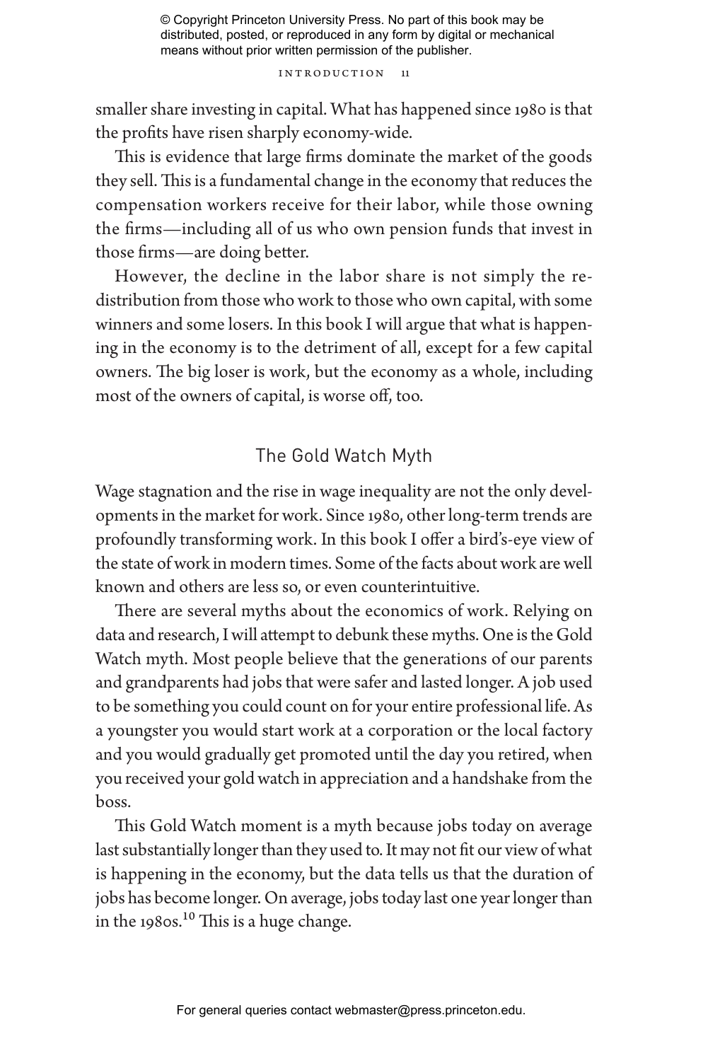smaller share investing in capital. What has happened since 1980 is that the profits have risen sharply economy-wide.

This is evidence that large firms dominate the market of the goods they sell. This is a fundamental change in the economy that reduces the compensation workers receive for their labor, while those owning the firms—including all of us who own pension funds that invest in those firms—are doing better.

However, the decline in the labor share is not simply the redistribution from those who work to those who own capital, with some winners and some losers. In this book I will argue that what is happening in the economy is to the detriment of all, except for a few capital owners. The big loser is work, but the economy as a whole, including most of the owners of capital, is worse off, too.

## The Gold Watch Myth

Wage stagnation and the rise in wage inequality are not the only developments in the market for work. Since 1980, other long-term trends are profoundly transforming work. In this book I offer a bird's-eye view of the state of work in modern times. Some of the facts about work are well known and others are less so, or even counterintuitive.

There are several myths about the economics of work. Relying on data and research, I will attempt to debunk these myths. One is the Gold Watch myth. Most people believe that the generations of our parents and grandparents had jobs that were safer and lasted longer. A job used to be something you could count on for your entire professional life. As a youngster you would start work at a corporation or the local factory and you would gradually get promoted until the day you retired, when you received your gold watch in appreciation and a handshake from the boss.

This Gold Watch moment is a myth because jobs today on average last substantially longer than they used to. It may not fit our view of what is happening in the economy, but the data tells us that the duration of jobs has become longer. On average, jobs today last one year longer than in the 1980s.[10] This is a huge change.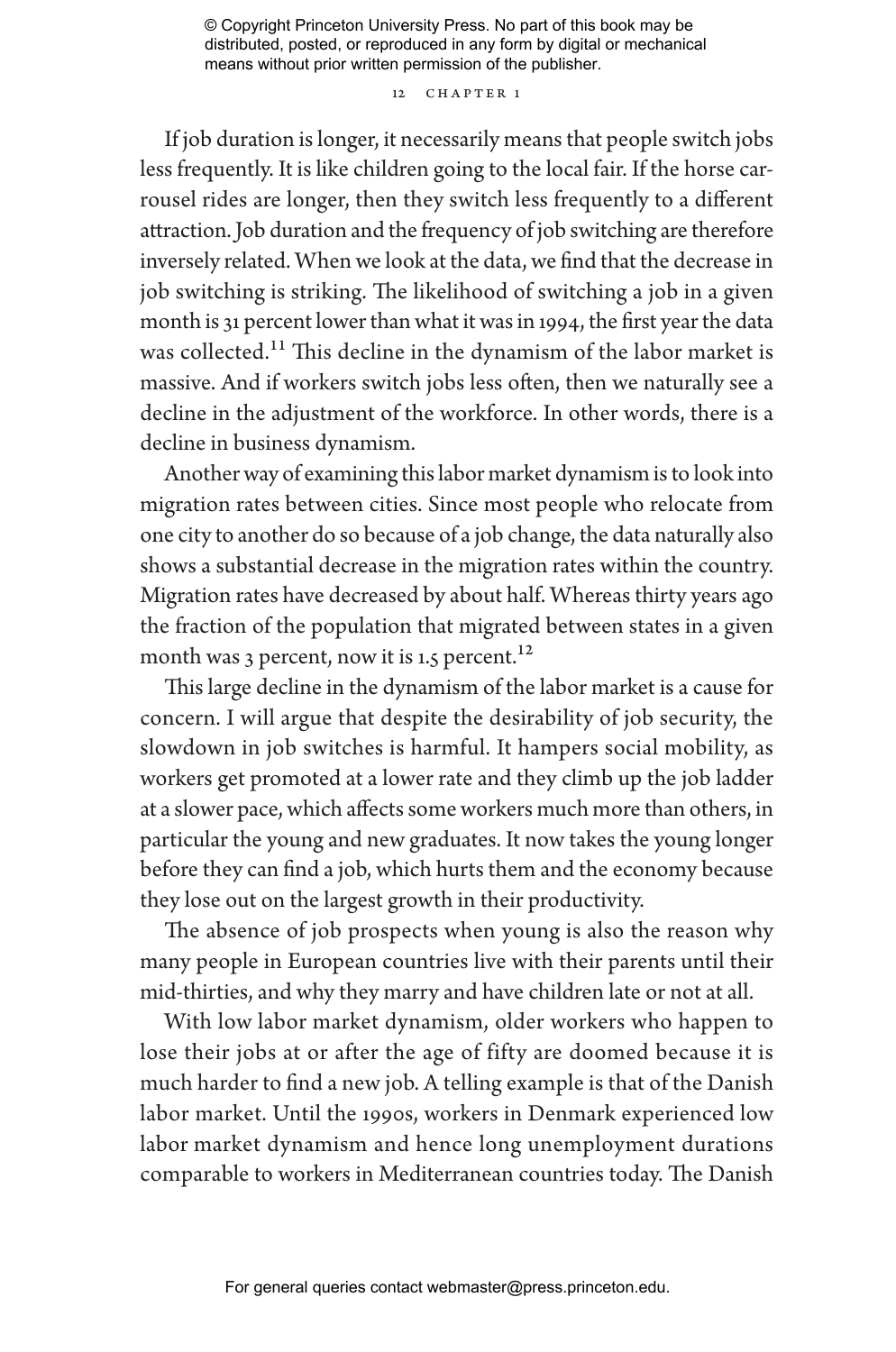If job duration is longer, it necessarily means that people switch jobs less frequently. It is like children going to the local fair. If the horse carrousel rides are longer, then they switch less frequently to a different attraction. Job duration and the frequency of job switching are therefore inversely related. When we look at the data, we find that the decrease in job switching is striking. The likelihood of switching a job in a given month is 31 percent lower than what it was in 1994, the first year the data was collected.[11] This decline in the dynamism of the labor market is massive. And if workers switch jobs less often, then we naturally see a decline in the adjustment of the workforce. In other words, there is a decline in business dynamism.

Another way of examining this labor market dynamism is to look into migration rates between cities. Since most people who relocate from one city to another do so because of a job change, the data naturally also shows a substantial decrease in the migration rates within the country. Migration rates have decreased by about half. Whereas thirty years ago the fraction of the population that migrated between states in a given month was 3 percent, now it is 1.5 percent.[12]

This large decline in the dynamism of the labor market is a cause for concern. I will argue that despite the desirability of job security, the slowdown in job switches is harmful. It hampers social mobility, as workers get promoted at a lower rate and they climb up the job ladder at a slower pace, which affects some workers much more than others, in particular the young and new graduates. It now takes the young longer before they can find a job, which hurts them and the economy because they lose out on the largest growth in their productivity.

The absence of job prospects when young is also the reason why many people in European countries live with their parents until their mid-thirties, and why they marry and have children late or not at all.

With low labor market dynamism, older workers who happen to lose their jobs at or after the age of fifty are doomed because it is much harder to find a new job. A telling example is that of the Danish labor market. Until the 1990s, workers in Denmark experienced low labor market dynamism and hence long unemployment durations comparable to workers in Mediterranean countries today. The Danish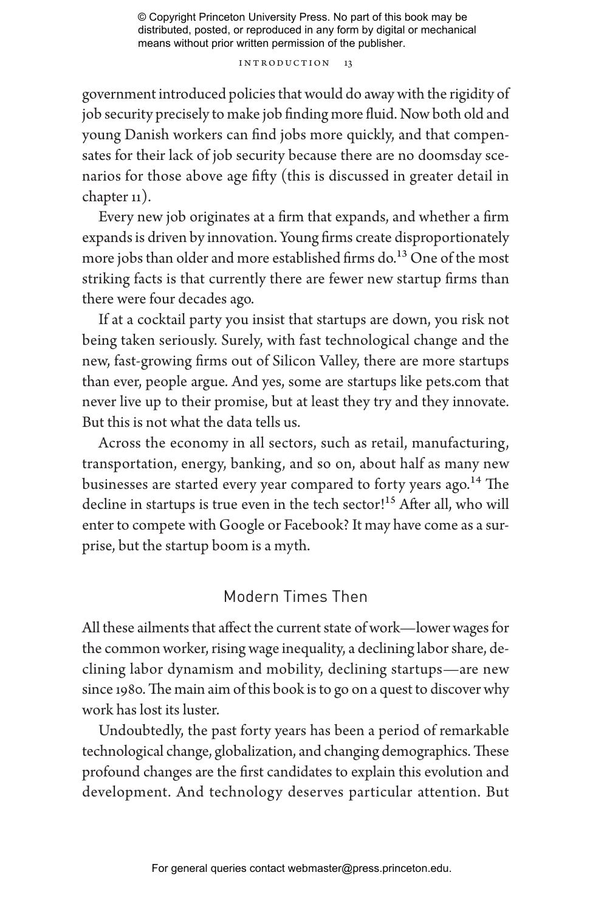government introduced policies that would do away with the rigidity of job security precisely to make job finding more fluid. Now both old and young Danish workers can find jobs more quickly, and that compensates for their lack of job security because there are no doomsday scenarios for those above age fifty (this is discussed in greater detail in chapter 11).

Every new job originates at a firm that expands, and whether a firm expands is driven by innovation. Young firms create disproportionately more jobs than older and more established firms do.[13] One of the most striking facts is that currently there are fewer new startup firms than there were four decades ago.

If at a cocktail party you insist that startups are down, you risk not being taken seriously. Surely, with fast technological change and the new, fast-growing firms out of Silicon Valley, there are more startups than ever, people argue. And yes, some are startups like pets.com that never live up to their promise, but at least they try and they innovate. But this is not what the data tells us.

Across the economy in all sectors, such as retail, manufacturing, transportation, energy, banking, and so on, about half as many new businesses are started every year compared to forty years ago.[14] The decline in startups is true even in the tech sector![15] After all, who will enter to compete with Google or Facebook? It may have come as a surprise, but the startup boom is a myth.

## Modern Times Then

All these ailments that affect the current state of work—lower wages for the common worker, rising wage inequality, a declining labor share, declining labor dynamism and mobility, declining startups—are new since 1980. The main aim of this book is to go on a quest to discover why work has lost its luster.

Undoubtedly, the past forty years has been a period of remarkable technological change, globalization, and changing demographics. These profound changes are the first candidates to explain this evolution and development. And technology deserves particular attention. But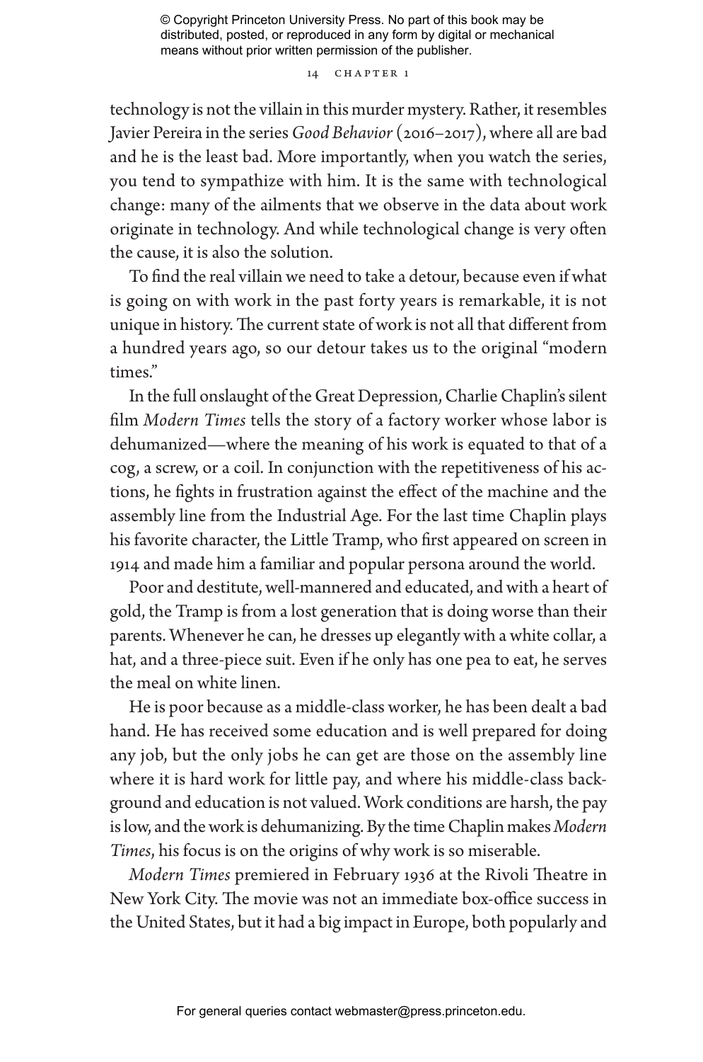technology is not the villain in this murder mystery. Rather, it resembles Javier Pereira in the series *Good Behavior* (2016–2017), where all are bad and he is the least bad. More importantly, when you watch the series, you tend to sympathize with him. It is the same with technological change: many of the ailments that we observe in the data about work originate in technology. And while technological change is very often the cause, it is also the solution.

To find the real villain we need to take a detour, because even if what is going on with work in the past forty years is remarkable, it is not unique in history. The current state of work is not all that different from a hundred years ago, so our detour takes us to the original "modern times."

In the full onslaught of the Great Depression, Charlie Chaplin's silent film *Modern Times* tells the story of a factory worker whose labor is dehumanized—where the meaning of his work is equated to that of a cog, a screw, or a coil. In conjunction with the repetitiveness of his actions, he fights in frustration against the effect of the machine and the assembly line from the Industrial Age. For the last time Chaplin plays his favorite character, the Little Tramp, who first appeared on screen in 1914 and made him a familiar and popular persona around the world.

Poor and destitute, well-mannered and educated, and with a heart of gold, the Tramp is from a lost generation that is doing worse than their parents. Whenever he can, he dresses up elegantly with a white collar, a hat, and a three-piece suit. Even if he only has one pea to eat, he serves the meal on white linen.

He is poor because as a middle-class worker, he has been dealt a bad hand. He has received some education and is well prepared for doing any job, but the only jobs he can get are those on the assembly line where it is hard work for little pay, and where his middle-class background and education is not valued. Work conditions are harsh, the pay is low, and the work is dehumanizing. By the time Chaplin makes *Modern Times*, his focus is on the origins of why work is so miserable.

*Modern Times* premiered in February 1936 at the Rivoli Theatre in New York City. The movie was not an immediate box-office success in the United States, but it had a big impact in Europe, both popularly and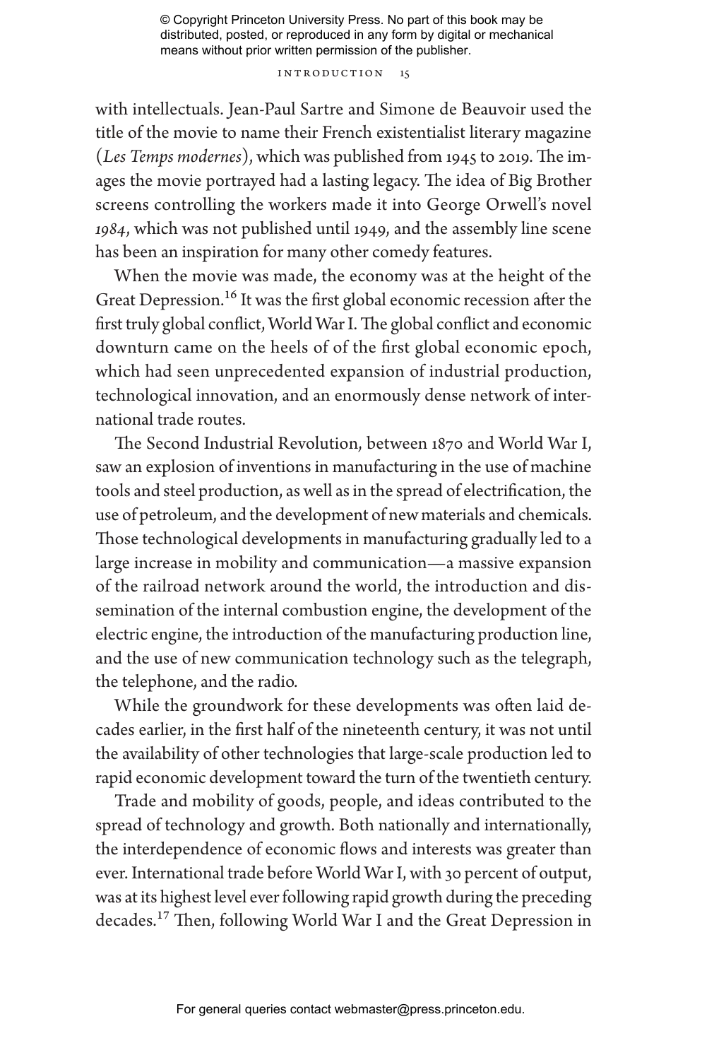with intellectuals. Jean-Paul Sartre and Simone de Beauvoir used the title of the movie to name their French existentialist literary magazine (*Les Temps modernes*), which was published from 1945 to 2019. The images the movie portrayed had a lasting legacy. The idea of Big Brother screens controlling the workers made it into George Orwell's novel *1984*, which was not published until 1949, and the assembly line scene has been an inspiration for many other comedy features.

When the movie was made, the economy was at the height of the Great Depression.[16] It was the first global economic recession after the first truly global conflict, World War I. The global conflict and economic downturn came on the heels of of the first global economic epoch, which had seen unprecedented expansion of industrial production, technological innovation, and an enormously dense network of international trade routes.

The Second Industrial Revolution, between 1870 and World War I, saw an explosion of inventions in manufacturing in the use of machine tools and steel production, as well as in the spread of electrification, the use of petroleum, and the development of new materials and chemicals. Those technological developments in manufacturing gradually led to a large increase in mobility and communication—a massive expansion of the railroad network around the world, the introduction and dissemination of the internal combustion engine, the development of the electric engine, the introduction of the manufacturing production line, and the use of new communication technology such as the telegraph, the telephone, and the radio.

While the groundwork for these developments was often laid decades earlier, in the first half of the nineteenth century, it was not until the availability of other technologies that large-scale production led to rapid economic development toward the turn of the twentieth century.

Trade and mobility of goods, people, and ideas contributed to the spread of technology and growth. Both nationally and internationally, the interdependence of economic flows and interests was greater than ever. International trade before World War I, with 30 percent of output, was at its highest level ever following rapid growth during the preceding decades.[17] Then, following World War I and the Great Depression in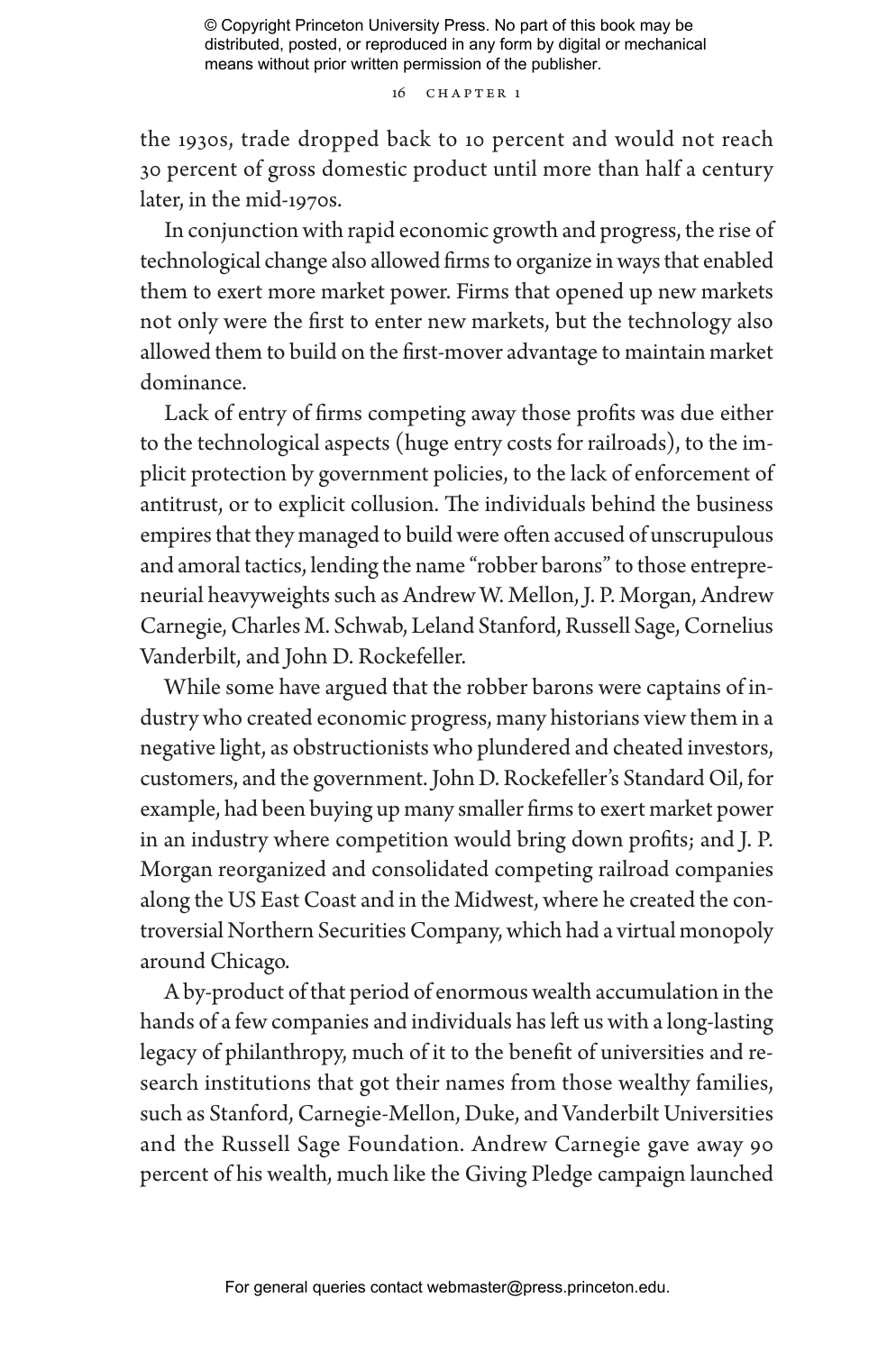the 1930s, trade dropped back to 10 percent and would not reach 30 percent of gross domestic product until more than half a century later, in the mid-1970s.

In conjunction with rapid economic growth and progress, the rise of technological change also allowed firms to organize in ways that enabled them to exert more market power. Firms that opened up new markets not only were the first to enter new markets, but the technology also allowed them to build on the first-mover advantage to maintain market dominance.

Lack of entry of firms competing away those profits was due either to the technological aspects (huge entry costs for railroads), to the implicit protection by government policies, to the lack of enforcement of antitrust, or to explicit collusion. The individuals behind the business empires that they managed to build were often accused of unscrupulous and amoral tactics, lending the name "robber barons" to those entrepreneurial heavyweights such as Andrew W. Mellon, J. P. Morgan, Andrew Carnegie, Charles M. Schwab, Leland Stanford, Russell Sage, Cornelius Vanderbilt, and John D. Rockefeller.

While some have argued that the robber barons were captains of industry who created economic progress, many historians view them in a negative light, as obstructionists who plundered and cheated investors, customers, and the government. John D. Rockefeller's Standard Oil, for example, had been buying up many smaller firms to exert market power in an industry where competition would bring down profits; and J. P. Morgan reorganized and consolidated competing railroad companies along the US East Coast and in the Midwest, where he created the controversial Northern Securities Company, which had a virtual monopoly around Chicago.

A by-product of that period of enormous wealth accumulation in the hands of a few companies and individuals has left us with a long-lasting legacy of philanthropy, much of it to the benefit of universities and research institutions that got their names from those wealthy families, such as Stanford, Carnegie-Mellon, Duke, and Vanderbilt Universities and the Russell Sage Foundation. Andrew Carnegie gave away 90 percent of his wealth, much like the Giving Pledge campaign launched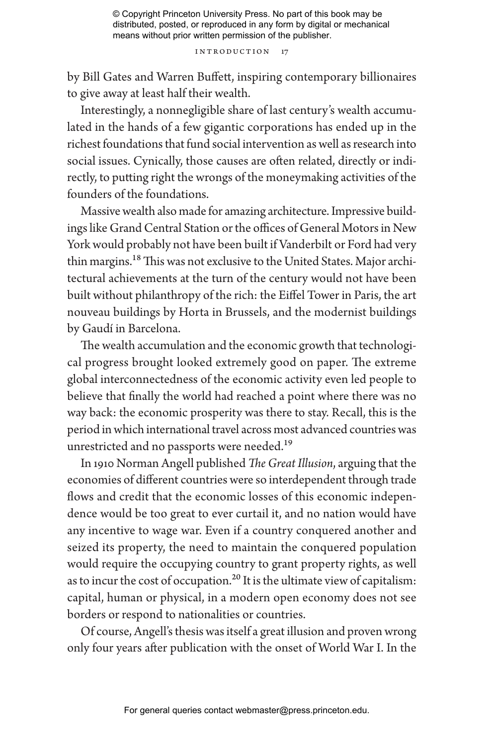by Bill Gates and Warren Buffett, inspiring contemporary billionaires to give away at least half their wealth.

Interestingly, a nonnegligible share of last century's wealth accumulated in the hands of a few gigantic corporations has ended up in the richest foundations that fund social intervention as well as research into social issues. Cynically, those causes are often related, directly or indirectly, to putting right the wrongs of the moneymaking activities of the founders of the foundations.

Massive wealth also made for amazing architecture. Impressive buildings like Grand Central Station or the offices of General Motors in New York would probably not have been built if Vanderbilt or Ford had very thin margins.[18] This was not exclusive to the United States. Major architectural achievements at the turn of the century would not have been built without philanthropy of the rich: the Eiffel Tower in Paris, the art nouveau buildings by Horta in Brussels, and the modernist buildings by Gaudí in Barcelona.

The wealth accumulation and the economic growth that technological progress brought looked extremely good on paper. The extreme global interconnectedness of the economic activity even led people to believe that finally the world had reached a point where there was no way back: the economic prosperity was there to stay. Recall, this is the period in which international travel across most advanced countries was unrestricted and no passports were needed.[19]

In 1910 Norman Angell published *The Great Illusion*, arguing that the economies of different countries were so interdependent through trade flows and credit that the economic losses of this economic independence would be too great to ever curtail it, and no nation would have any incentive to wage war. Even if a country conquered another and seized its property, the need to maintain the conquered population would require the occupying country to grant property rights, as well as to incur the cost of occupation.[20] It is the ultimate view of capitalism: capital, human or physical, in a modern open economy does not see borders or respond to nationalities or countries.

Of course, Angell's thesis was itself a great illusion and proven wrong only four years after publication with the onset of World War I. In the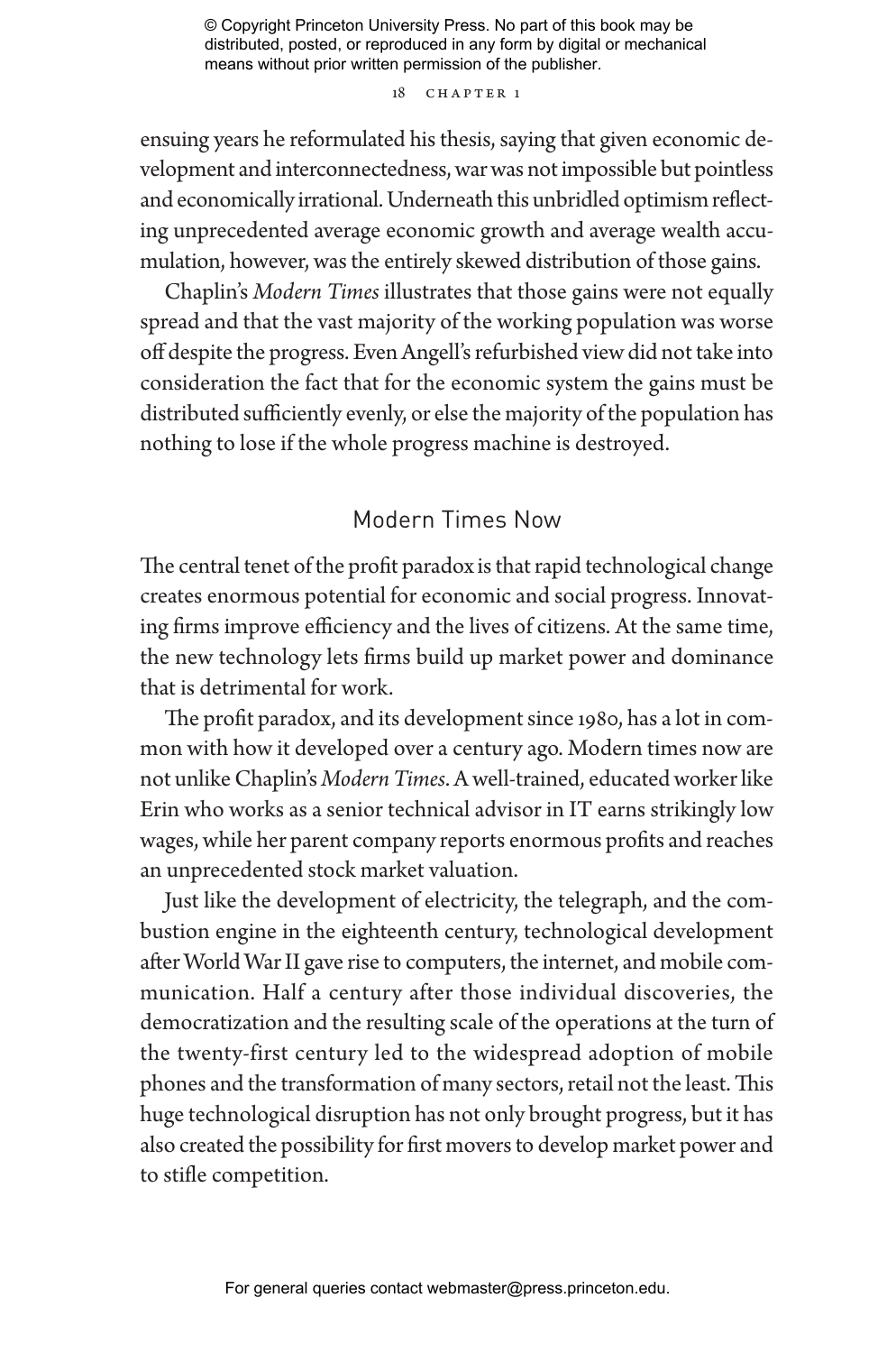ensuing years he reformulated his thesis, saying that given economic development and interconnectedness, war was not impossible but pointless and economically irrational. Underneath this unbridled optimism reflecting unprecedented average economic growth and average wealth accumulation, however, was the entirely skewed distribution of those gains.

Chaplin's *Modern Times* illustrates that those gains were not equally spread and that the vast majority of the working population was worse off despite the progress. Even Angell's refurbished view did not take into consideration the fact that for the economic system the gains must be distributed sufficiently evenly, or else the majority of the population has nothing to lose if the whole progress machine is destroyed.

## Modern Times Now

The central tenet of the profit paradox is that rapid technological change creates enormous potential for economic and social progress. Innovating firms improve efficiency and the lives of citizens. At the same time, the new technology lets firms build up market power and dominance that is detrimental for work.

The profit paradox, and its development since 1980, has a lot in common with how it developed over a century ago. Modern times now are not unlike Chaplin's *Modern Times*. A well-trained, educated worker like Erin who works as a senior technical advisor in IT earns strikingly low wages, while her parent company reports enormous profits and reaches an unprecedented stock market valuation.

Just like the development of electricity, the telegraph, and the combustion engine in the eighteenth century, technological development after World War II gave rise to computers, the internet, and mobile communication. Half a century after those individual discoveries, the democratization and the resulting scale of the operations at the turn of the twenty-first century led to the widespread adoption of mobile phones and the transformation of many sectors, retail not the least. This huge technological disruption has not only brought progress, but it has also created the possibility for first movers to develop market power and to stifle competition.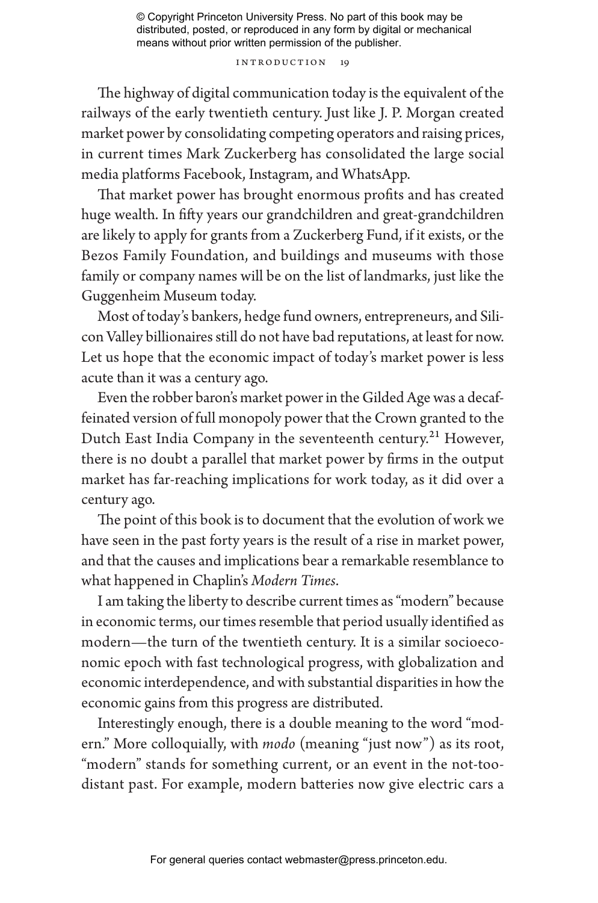The highway of digital communication today is the equivalent of the railways of the early twentieth century. Just like J. P. Morgan created market power by consolidating competing operators and raising prices, in current times Mark Zuckerberg has consolidated the large social media platforms Facebook, Instagram, and WhatsApp.

That market power has brought enormous profits and has created huge wealth. In fifty years our grandchildren and great-grandchildren are likely to apply for grants from a Zuckerberg Fund, if it exists, or the Bezos Family Foundation, and buildings and museums with those family or company names will be on the list of landmarks, just like the Guggenheim Museum today.

Most of today's bankers, hedge fund owners, entrepreneurs, and Silicon Valley billionaires still do not have bad reputations, at least for now. Let us hope that the economic impact of today's market power is less acute than it was a century ago.

Even the robber baron's market power in the Gilded Age was a decaffeinated version of full monopoly power that the Crown granted to the Dutch East India Company in the seventeenth century.[21] However, there is no doubt a parallel that market power by firms in the output market has far-reaching implications for work today, as it did over a century ago.

The point of this book is to document that the evolution of work we have seen in the past forty years is the result of a rise in market power, and that the causes and implications bear a remarkable resemblance to what happened in Chaplin's *Modern Times*.

I am taking the liberty to describe current times as "modern" because in economic terms, our times resemble that period usually identified as modern—the turn of the twentieth century. It is a similar socioeconomic epoch with fast technological progress, with globalization and economic interdependence, and with substantial disparities in how the economic gains from this progress are distributed.

Interestingly enough, there is a double meaning to the word "modern." More colloquially, with *modo* (meaning "just now") as its root, "modern" stands for something current, or an event in the not-too-distant past. For example, modern batteries now give electric cars a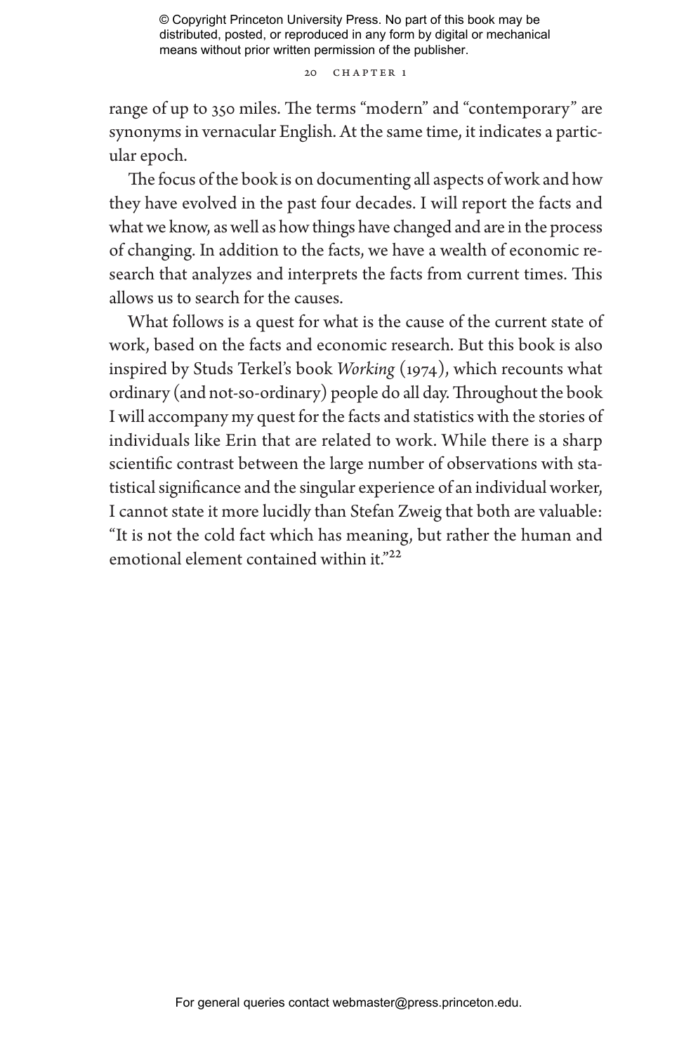range of up to 350 miles. The terms "modern" and "contemporary" are synonyms in vernacular English. At the same time, it indicates a particular epoch.

The focus of the book is on documenting all aspects of work and how they have evolved in the past four decades. I will report the facts and what we know, as well as how things have changed and are in the process of changing. In addition to the facts, we have a wealth of economic research that analyzes and interprets the facts from current times. This allows us to search for the causes.

What follows is a quest for what is the cause of the current state of work, based on the facts and economic research. But this book is also inspired by Studs Terkel's book *Working* (1974), which recounts what ordinary (and not-so-ordinary) people do all day. Throughout the book I will accompany my quest for the facts and statistics with the stories of individuals like Erin that are related to work. While there is a sharp scientific contrast between the large number of observations with statistical significance and the singular experience of an individual worker, I cannot state it more lucidly than Stefan Zweig that both are valuable: "It is not the cold fact which has meaning, but rather the human and emotional element contained within it."[22]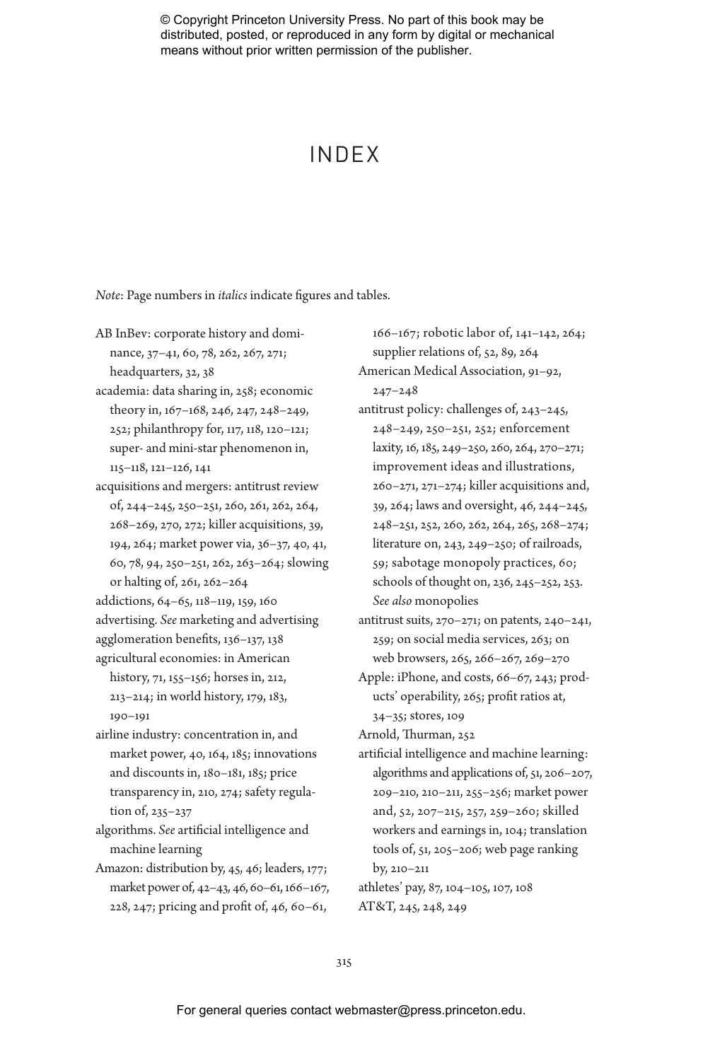# INDEX

*Note*: Page numbers in *italics* indicate figures and tables.

AB InBev: corporate history and dominance, 37–41, 60, 78, 262, 267, 271; headquarters, 32, 38

academia: data sharing in, 258; economic theory in, 167–168, 246, 247, 248–249, 252; philanthropy for, 117, 118, 120–121; super- and mini-star phenomenon in, 115–118, 121–126, 141

acquisitions and mergers: antitrust review of, 244–245, 250–251, 260, 261, 262, 264, 268–269, 270, 272; killer acquisitions, 39, 194, 264; market power via, 36–37, 40, 41, 60, 78, 94, 250–251, 262, 263–264; slowing or halting of, 261, 262–264

addictions, 64–65, 118–119, 159, 160

advertising. *See* marketing and advertising

agglomeration benefits, 136–137, 138

agricultural economies: in American history, 71, 155–156; horses in, 212, 213–214; in world history, 179, 183, 190–191

airline industry: concentration in, and market power, 40, 164, 185; innovations and discounts in, 180–181, 185; price transparency in, 210, 274; safety regulation of, 235–237

algorithms. *See* artificial intelligence and machine learning

Amazon: distribution by, 45, 46; leaders, 177; market power of, 42–43, 46, 60–61, 166–167, 228, 247; pricing and profit of, 46, 60–61, 166–167; robotic labor of, 141–142, 264; supplier relations of, 52, 89, 264

American Medical Association, 91–92, 247–248

antitrust policy: challenges of, 243–245, 248–249, 250–251, 252; enforcement laxity, 16, 185, 249–250, 260, 264, 270–271; improvement ideas and illustrations, 260–271, 271–274; killer acquisitions and, 39, 264; laws and oversight, 46, 244–245, 248–251, 252, 260, 262, 264, 265, 268–274; literature on, 243, 249–250; of railroads, 59; sabotage monopoly practices, 60; schools of thought on, 236, 245–252, 253. *See also* monopolies

antitrust suits, 270–271; on patents, 240–241, 259; on social media services, 263; on web browsers, 265, 266–267, 269–270

Apple: iPhone, and costs, 66–67, 243; products' operability, 265; profit ratios at, 34–35; stores, 109

Arnold, Thurman, 252

artificial intelligence and machine learning: algorithms and applications of, 51, 206–207, 209–210, 210–211, 255–256; market power and, 52, 207–215, 257, 259–260; skilled workers and earnings in, 104; translation tools of, 51, 205–206; web page ranking by, 210–211

athletes' pay, 87, 104–105, 107, 108

AT&T, 245, 248, 249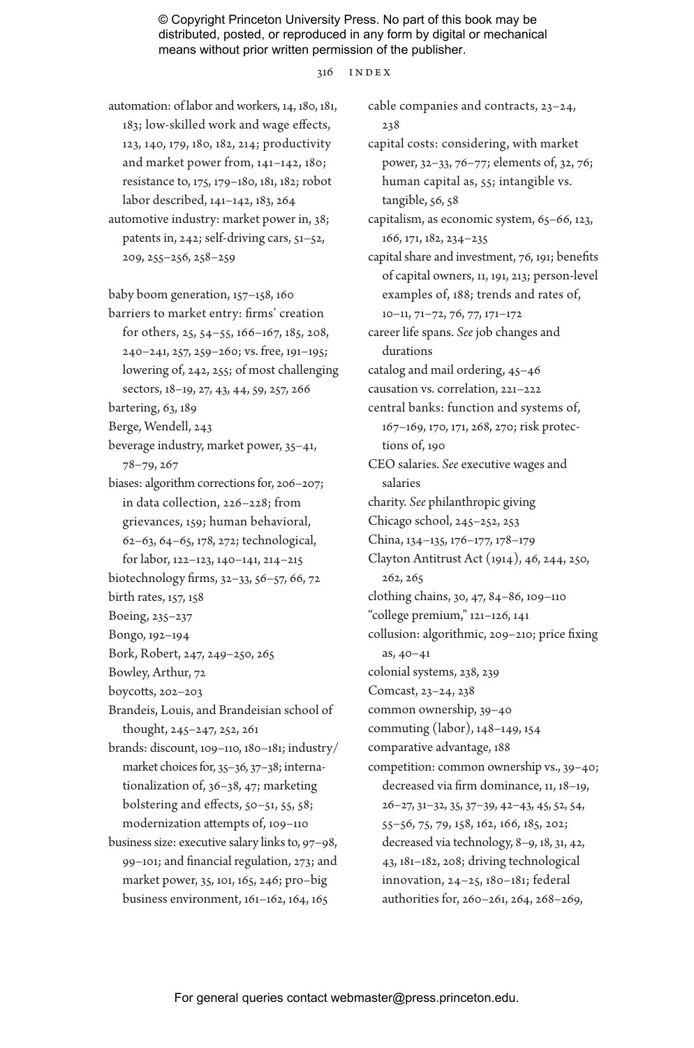automation: of labor and workers, 14, 180, 181, 183; low-skilled work and wage effects, 123, 140, 179, 180, 182, 214; productivity and market power from, 141–142, 180; resistance to, 175, 179–180, 181, 182; robot labor described, 141–142, 183, 264

automotive industry: market power in, 38; patents in, 242; self-driving cars, 51–52, 209, 255–256, 258–259

baby boom generation, 157–158, 160

barriers to market entry: firms' creation for others, 25, 54–55, 166–167, 185, 208, 240–241, 257, 259–260; vs. free, 191–195; lowering of, 242, 255; of most challenging sectors, 18–19, 27, 43, 44, 59, 257, 266

bartering, 63, 189

Berge, Wendell, 243

beverage industry, market power, 35–41, 78–79, 267

biases: algorithm corrections for, 206–207; in data collection, 226–228; from grievances, 159; human behavioral, 62–63, 64–65, 178, 272; technological, for labor, 122–123, 140–141, 214–215

biotechnology firms, 32–33, 56–57, 66, 72

birth rates, 157, 158

Boeing, 235–237

Bongo, 192–194

Bork, Robert, 247, 249–250, 265

Bowley, Arthur, 72

boycotts, 202–203

Brandeis, Louis, and Brandeisian school of thought, 245–247, 252, 261

brands: discount, 109–110, 180–181; industry/market choices for, 35–36, 37–38; internationalization of, 36–38, 47; marketing bolstering and effects, 50–51, 55, 58; modernization attempts of, 109–110

business size: executive salary links to, 97–98, 99–101; and financial regulation, 273; and market power, 35, 101, 165, 246; pro–big business environment, 161–162, 164, 165

cable companies and contracts, 23–24, 238

capital costs: considering, with market power, 32–33, 76–77; elements of, 32, 76; human capital as, 55; intangible vs. tangible, 56, 58

capitalism, as economic system, 65–66, 123, 166, 171, 182, 234–235

capital share and investment, 76, 191; benefits of capital owners, 11, 191, 213; person-level examples of, 188; trends and rates of, 10–11, 71–72, 76, 77, 171–172

career life spans. *See* job changes and durations

catalog and mail ordering, 45–46

causation vs. correlation, 221–222

central banks: function and systems of, 167–169, 170, 171, 268, 270; risk protections of, 190

CEO salaries. *See* executive wages and salaries

charity. *See* philanthropic giving

Chicago school, 245–252, 253

China, 134–135, 176–177, 178–179

Clayton Antitrust Act (1914), 46, 244, 250, 262, 265

clothing chains, 30, 47, 84–86, 109–110

"college premium," 121–126, 141

collusion: algorithmic, 209–210; price fixing as, 40–41

colonial systems, 238, 239

Comcast, 23–24, 238

common ownership, 39–40

commuting (labor), 148–149, 154

comparative advantage, 188

competition: common ownership vs., 39–40; decreased via firm dominance, 11, 18–19, 26–27, 31–32, 35, 37–39, 42–43, 45, 52, 54, 55–56, 75, 79, 158, 162, 166, 185, 202; decreased via technology, 8–9, 18, 31, 42, 43, 181–182, 208; driving technological innovation, 24–25, 180–181; federal authorities for, 260–261, 264, 268–269,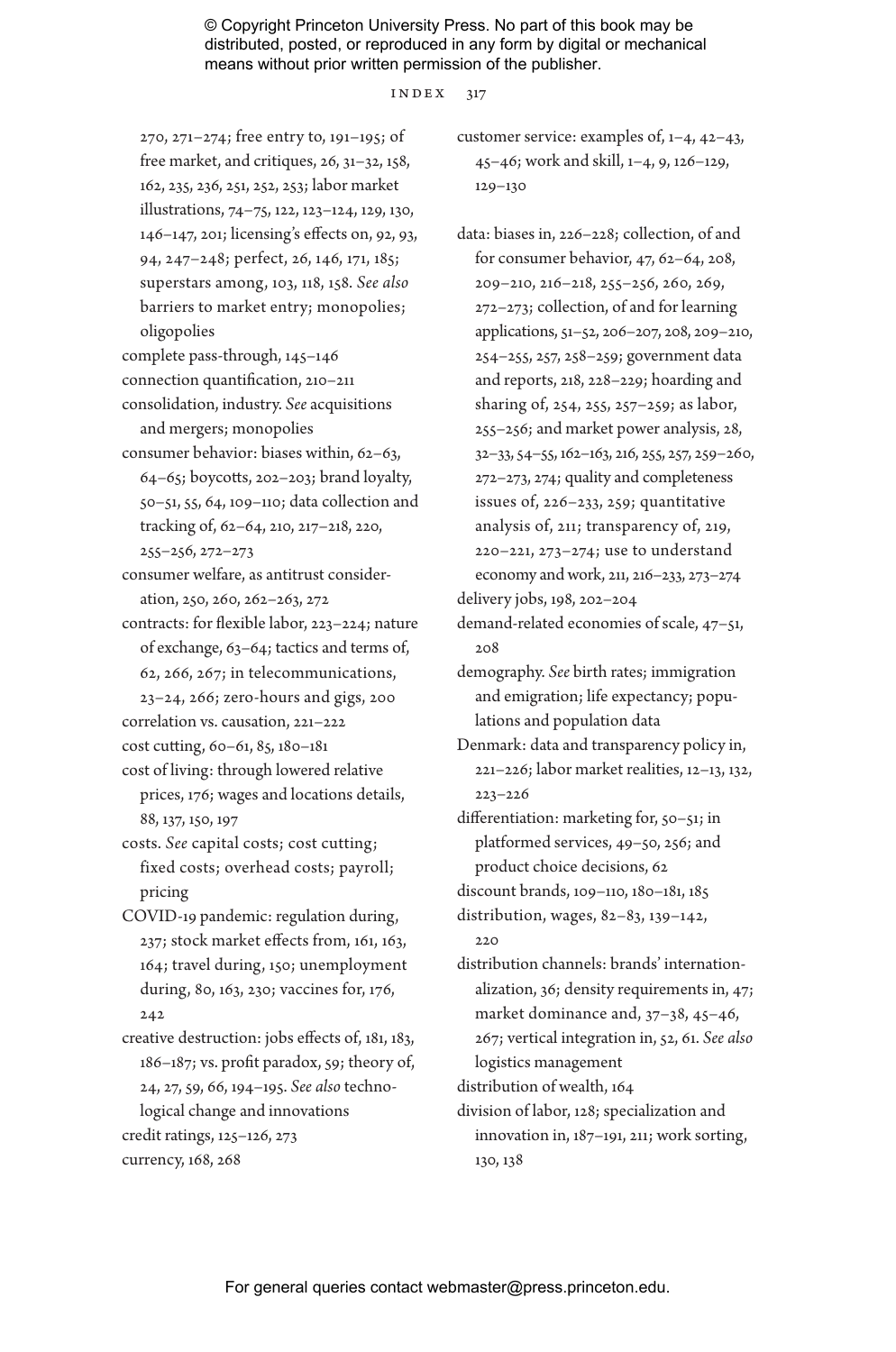270, 271–274; free entry to, 191–195; of free market, and critiques, 26, 31–32, 158, 162, 235, 236, 251, 252, 253; labor market illustrations, 74–75, 122, 123–124, 129, 130, 146–147, 201; licensing's effects on, 92, 93, 94, 247–248; perfect, 26, 146, 171, 185; superstars among, 103, 118, 158. *See also* barriers to market entry; monopolies; oligopolies

complete pass-through, 145–146

connection quantification, 210–211

consolidation, industry. *See* acquisitions and mergers; monopolies

consumer behavior: biases within, 62–63, 64–65; boycotts, 202–203; brand loyalty, 50–51, 55, 64, 109–110; data collection and tracking of, 62–64, 210, 217–218, 220, 255–256, 272–273

consumer welfare, as antitrust consideration, 250, 260, 262–263, 272

contracts: for flexible labor, 223–224; nature of exchange, 63–64; tactics and terms of, 62, 266, 267; in telecommunications, 23–24, 266; zero-hours and gigs, 200

correlation vs. causation, 221–222

cost cutting, 60–61, 85, 180–181

cost of living: through lowered relative prices, 176; wages and locations details, 88, 137, 150, 197

costs. *See* capital costs; cost cutting; fixed costs; overhead costs; payroll; pricing

COVID-19 pandemic: regulation during, 237; stock market effects from, 161, 163, 164; travel during, 150; unemployment during, 80, 163, 230; vaccines for, 176, 242

creative destruction: jobs effects of, 181, 183, 186–187; vs. profit paradox, 59; theory of, 24, 27, 59, 66, 194–195. *See also* technological change and innovations

credit ratings, 125–126, 273

currency, 168, 268

customer service: examples of, 1–4, 42–43, 45–46; work and skill, 1–4, 9, 126–129, 129–130

data: biases in, 226–228; collection, of and for consumer behavior, 47, 62–64, 208, 209–210, 216–218, 255–256, 260, 269, 272–273; collection, of and for learning applications, 51–52, 206–207, 208, 209–210, 254–255, 257, 258–259; government data and reports, 218, 228–229; hoarding and sharing of, 254, 255, 257–259; as labor, 255–256; and market power analysis, 28, 32–33, 54–55, 162–163, 216, 255, 257, 259–260, 272–273, 274; quality and completeness issues of, 226–233, 259; quantitative analysis of, 211; transparency of, 219, 220–221, 273–274; use to understand economy and work, 211, 216–233, 273–274

delivery jobs, 198, 202–204

demand-related economies of scale, 47–51, 208

demography. *See* birth rates; immigration and emigration; life expectancy; populations and population data

Denmark: data and transparency policy in, 221–226; labor market realities, 12–13, 132, 223–226

differentiation: marketing for, 50–51; in platformed services, 49–50, 256; and product choice decisions, 62

discount brands, 109–110, 180–181, 185

distribution, wages, 82–83, 139–142, 220

distribution channels: brands' internationalization, 36; density requirements in, 47; market dominance and, 37–38, 45–46, 267; vertical integration in, 52, 61. *See also* logistics management

distribution of wealth, 164

division of labor, 128; specialization and innovation in, 187–191, 211; work sorting, 130, 138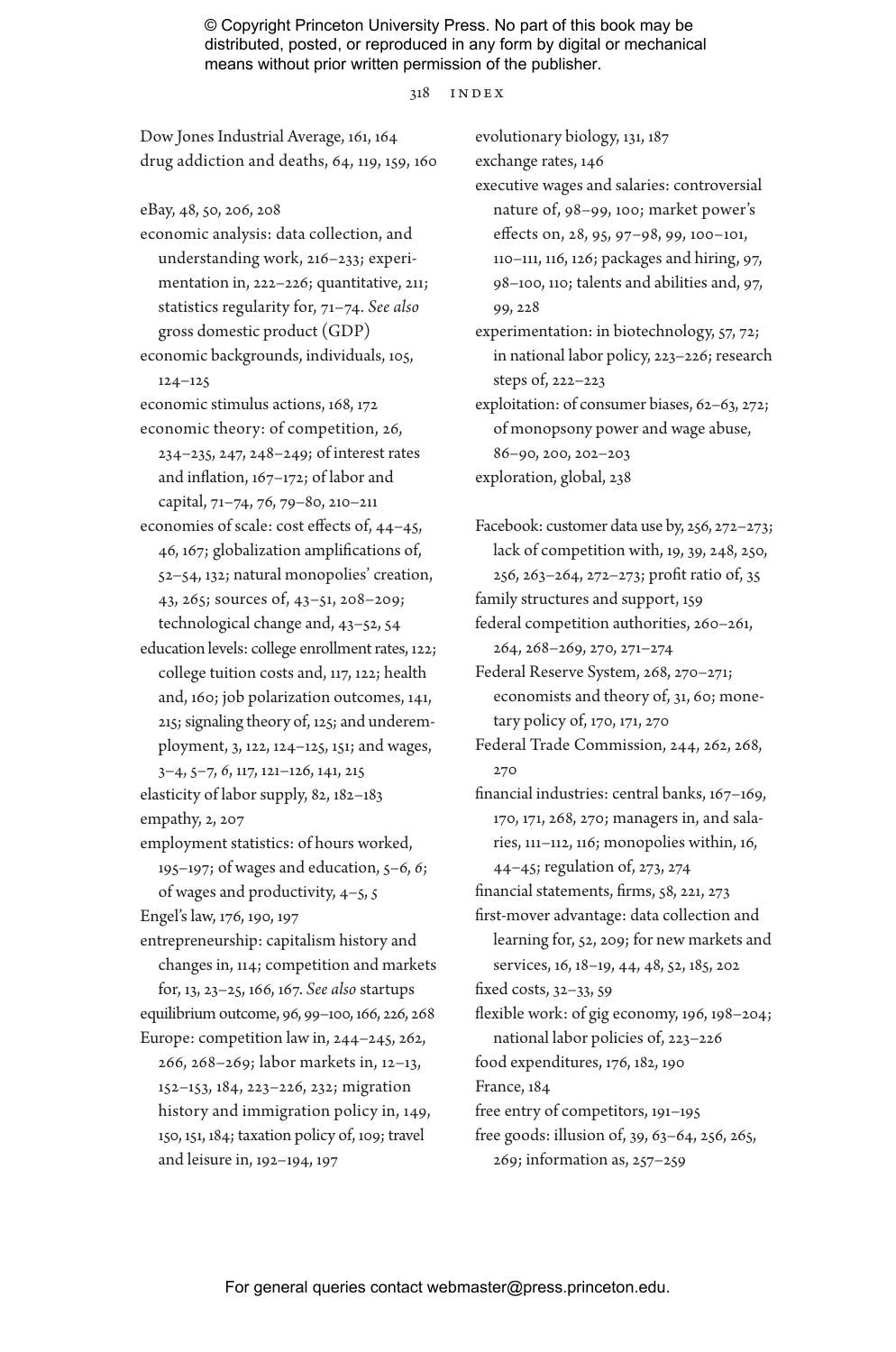Dow Jones Industrial Average, 161, 164
drug addiction and deaths, 64, 119, 159, 160

eBay, 48, 50, 206, 208
economic analysis: data collection, and understanding work, 216–233; experimentation in, 222–226; quantitative, 211; statistics regularity for, 71–74. *See also* gross domestic product (GDP)
economic backgrounds, individuals, 105, 124–125
economic stimulus actions, 168, 172
economic theory: of competition, 26, 234–235, 247, 248–249; of interest rates and inflation, 167–172; of labor and capital, 71–74, 76, 79–80, 210–211
economies of scale: cost effects of, 44–45, 46, 167; globalization amplifications of, 52–54, 132; natural monopolies' creation, 43, 265; sources of, 43–51, 208–209; technological change and, 43–52, 54
education levels: college enrollment rates, 122; college tuition costs and, 117, 122; health and, 160; job polarization outcomes, 141, 215; signaling theory of, 125; and underemployment, 3, 122, 124–125, 151; and wages, 3–4, 5–7, *6*, 117, 121–126, 141, 215
elasticity of labor supply, 82, 182–183
empathy, 2, 207
employment statistics: of hours worked, 195–197; of wages and education, 5–6, *6*; of wages and productivity, 4–5, *5*
Engel's law, 176, 190, 197
entrepreneurship: capitalism history and changes in, 114; competition and markets for, 13, 23–25, 166, 167. *See also* startups
equilibrium outcome, 96, 99–100, 166, 226, 268
Europe: competition law in, 244–245, 262, 266, 268–269; labor markets in, 12–13, 152–153, 184, 223–226, 232; migration history and immigration policy in, 149, 150, 151, 184; taxation policy of, 109; travel and leisure in, 192–194, 197
evolutionary biology, 131, 187
exchange rates, 146
executive wages and salaries: controversial nature of, 98–99, 100; market power's effects on, 28, 95, 97–98, 99, 100–101, 110–111, 116, 126; packages and hiring, 97, 98–100, 110; talents and abilities and, 97, 99, 228
experimentation: in biotechnology, 57, 72; in national labor policy, 223–226; research steps of, 222–223
exploitation: of consumer biases, 62–63, 272; of monopsony power and wage abuse, 86–90, 200, 202–203
exploration, global, 238

Facebook: customer data use by, 256, 272–273; lack of competition with, 19, 39, 248, 250, 256, 263–264, 272–273; profit ratio of, 35
family structures and support, 159
federal competition authorities, 260–261, 264, 268–269, 270, 271–274
Federal Reserve System, 268, 270–271; economists and theory of, 31, 60; monetary policy of, 170, 171, 270
Federal Trade Commission, 244, 262, 268, 270
financial industries: central banks, 167–169, 170, 171, 268, 270; managers in, and salaries, 111–112, 116; monopolies within, 16, 44–45; regulation of, 273, 274
financial statements, firms, 58, 221, 273
first-mover advantage: data collection and learning for, 52, 209; for new markets and services, 16, 18–19, 44, 48, 52, 185, 202
fixed costs, 32–33, 59
flexible work: of gig economy, 196, 198–204; national labor policies of, 223–226
food expenditures, 176, 182, 190
France, 184
free entry of competitors, 191–195
free goods: illusion of, 39, 63–64, 256, 265, 269; information as, 257–259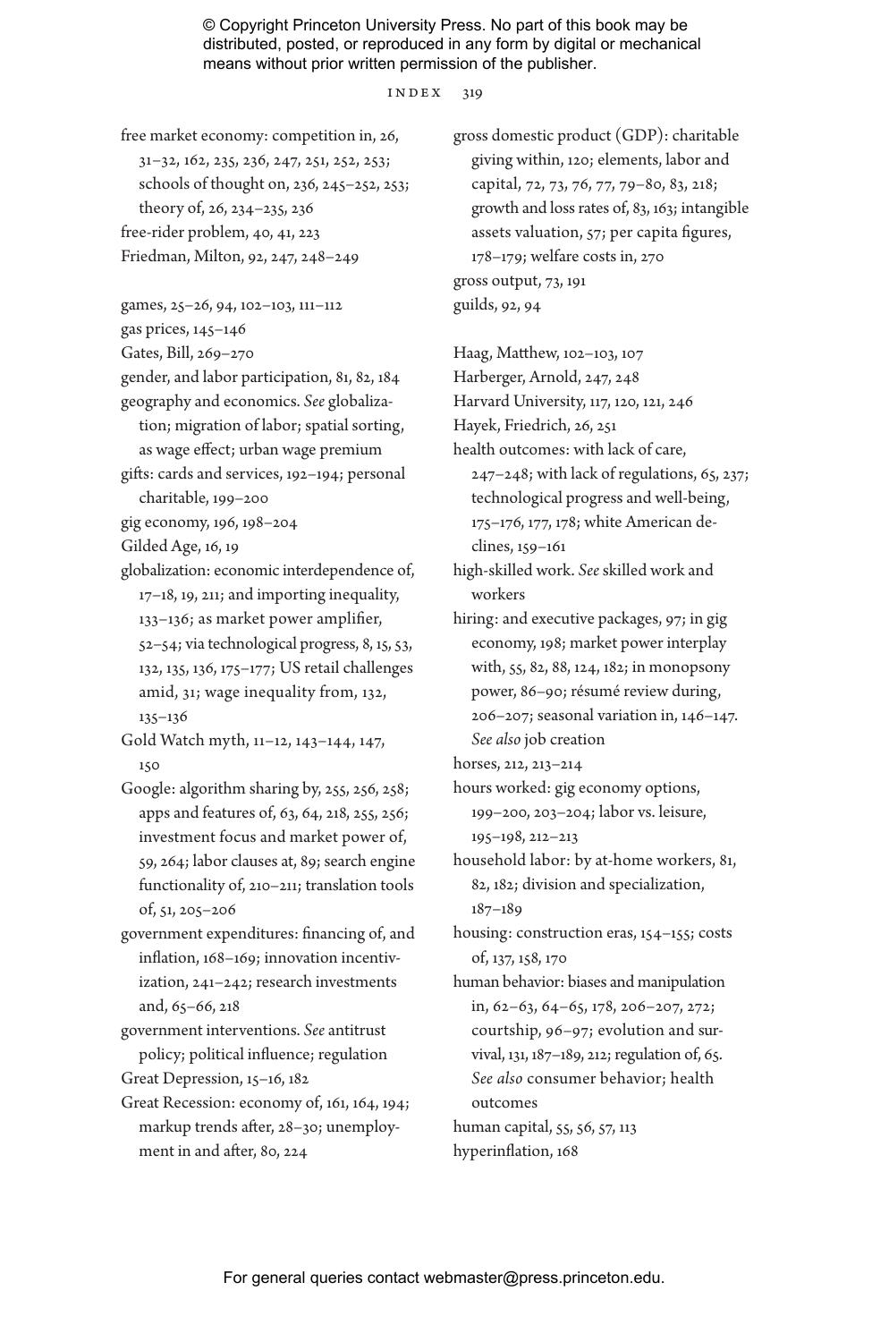free market economy: competition in, 26, 31–32, 162, 235, 236, 247, 251, 252, 253; schools of thought on, 236, 245–252, 253; theory of, 26, 234–235, 236

free-rider problem, 40, 41, 223

Friedman, Milton, 92, 247, 248–249

games, 25–26, 94, 102–103, 111–112

gas prices, 145–146

Gates, Bill, 269–270

gender, and labor participation, 81, 82, 184

geography and economics. *See* globalization; migration of labor; spatial sorting, as wage effect; urban wage premium

gifts: cards and services, 192–194; personal charitable, 199–200

gig economy, 196, 198–204

Gilded Age, 16, 19

globalization: economic interdependence of, 17–18, 19, 211; and importing inequality, 133–136; as market power amplifier, 52–54; via technological progress, 8, 15, 53, 132, 135, 136, 175–177; US retail challenges amid, 31; wage inequality from, 132, 135–136

Gold Watch myth, 11–12, 143–144, 147, 150

Google: algorithm sharing by, 255, 256, 258; apps and features of, 63, 64, 218, 255, 256; investment focus and market power of, 59, 264; labor clauses at, 89; search engine functionality of, 210–211; translation tools of, 51, 205–206

government expenditures: financing of, and inflation, 168–169; innovation incentivization, 241–242; research investments and, 65–66, 218

government interventions. *See* antitrust policy; political influence; regulation

Great Depression, 15–16, 182

Great Recession: economy of, 161, 164, 194; markup trends after, 28–30; unemployment in and after, 80, 224

gross domestic product (GDP): charitable giving within, 120; elements, labor and capital, 72, 73, 76, 77, 79–80, 83, 218; growth and loss rates of, 83, 163; intangible assets valuation, 57; per capita figures, 178–179; welfare costs in, 270

gross output, 73, 191

guilds, 92, 94

Haag, Matthew, 102–103, 107

Harberger, Arnold, 247, 248

Harvard University, 117, 120, 121, 246

Hayek, Friedrich, 26, 251

health outcomes: with lack of care, 247–248; with lack of regulations, 65, 237; technological progress and well-being, 175–176, 177, 178; white American declines, 159–161

high-skilled work. *See* skilled work and workers

hiring: and executive packages, 97; in gig economy, 198; market power interplay with, 55, 82, 88, 124, 182; in monopsony power, 86–90; résumé review during, 206–207; seasonal variation in, 146–147. *See also* job creation

horses, 212, 213–214

hours worked: gig economy options, 199–200, 203–204; labor vs. leisure, 195–198, 212–213

household labor: by at-home workers, 81, 82, 182; division and specialization, 187–189

housing: construction eras, 154–155; costs of, 137, 158, 170

human behavior: biases and manipulation in, 62–63, 64–65, 178, 206–207, 272; courtship, 96–97; evolution and survival, 131, 187–189, 212; regulation of, 65. *See also* consumer behavior; health outcomes

human capital, 55, 56, 57, 113

hyperinflation, 168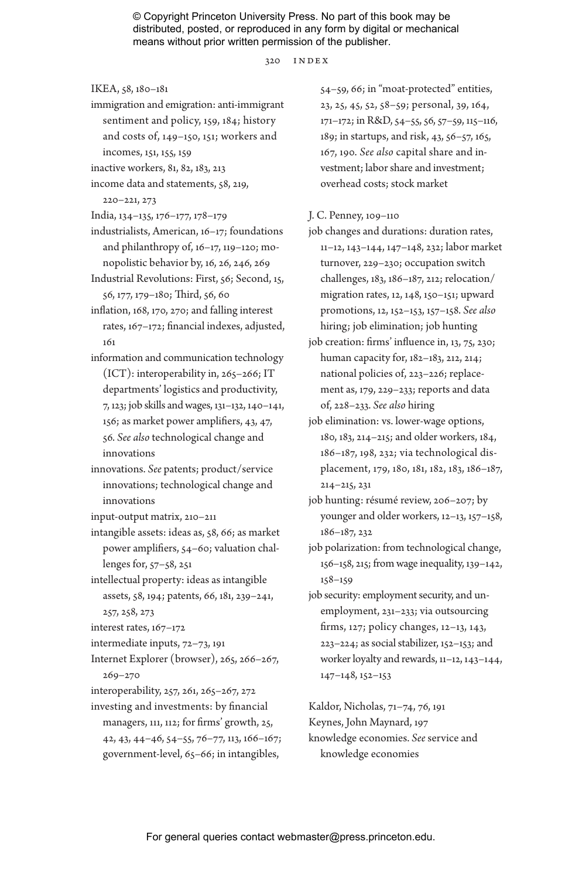IKEA, 58, 180–181

immigration and emigration: anti-immigrant sentiment and policy, 159, 184; history and costs of, 149–150, 151; workers and incomes, 151, 155, 159

inactive workers, 81, 82, 183, 213

income data and statements, 58, 219, 220–221, 273

India, 134–135, 176–177, 178–179

industrialists, American, 16–17; foundations and philanthropy of, 16–17, 119–120; monopolistic behavior by, 16, 26, 246, 269

Industrial Revolutions: First, 56; Second, 15, 56, 177, 179–180; Third, 56, 60

inflation, 168, 170, 270; and falling interest rates, 167–172; financial indexes, adjusted, 161

information and communication technology (ICT): interoperability in, 265–266; IT departments' logistics and productivity, 7, 123; job skills and wages, 131–132, 140–141, 156; as market power amplifiers, 43, 47, 56. *See also* technological change and innovations

innovations. *See* patents; product/service innovations; technological change and innovations

input-output matrix, 210–211

intangible assets: ideas as, 58, 66; as market power amplifiers, 54–60; valuation challenges for, 57–58, 251

intellectual property: ideas as intangible assets, 58, 194; patents, 66, 181, 239–241, 257, 258, 273

interest rates, 167–172

intermediate inputs, 72–73, 191

Internet Explorer (browser), 265, 266–267, 269–270

interoperability, 257, 261, 265–267, 272

investing and investments: by financial managers, 111, 112; for firms' growth, 25, 42, 43, 44–46, 54–55, 76–77, 113, 166–167; government-level, 65–66; in intangibles, 54–59, 66; in "moat-protected" entities, 23, 25, 45, 52, 58–59; personal, 39, 164, 171–172; in R&D, 54–55, 56, 57–59, 115–116, 189; in startups, and risk, 43, 56–57, 165, 167, 190. *See also* capital share and investment; labor share and investment; overhead costs; stock market

J. C. Penney, 109–110

job changes and durations: duration rates, 11–12, 143–144, 147–148, 232; labor market turnover, 229–230; occupation switch challenges, 183, 186–187, 212; relocation/migration rates, 12, 148, 150–151; upward promotions, 12, 152–153, 157–158. *See also* hiring; job elimination; job hunting

job creation: firms' influence in, 13, 75, 230; human capacity for, 182–183, 212, 214; national policies of, 223–226; replacement as, 179, 229–233; reports and data of, 228–233. *See also* hiring

job elimination: vs. lower-wage options, 180, 183, 214–215; and older workers, 184, 186–187, 198, 232; via technological displacement, 179, 180, 181, 182, 183, 186–187, 214–215, 231

job hunting: résumé review, 206–207; by younger and older workers, 12–13, 157–158, 186–187, 232

job polarization: from technological change, 156–158, 215; from wage inequality, 139–142, 158–159

job security: employment security, and unemployment, 231–233; via outsourcing firms, 127; policy changes, 12–13, 143, 223–224; as social stabilizer, 152–153; and worker loyalty and rewards, 11–12, 143–144, 147–148, 152–153

Kaldor, Nicholas, 71–74, 76, 191

Keynes, John Maynard, 197

knowledge economies. *See* service and knowledge economies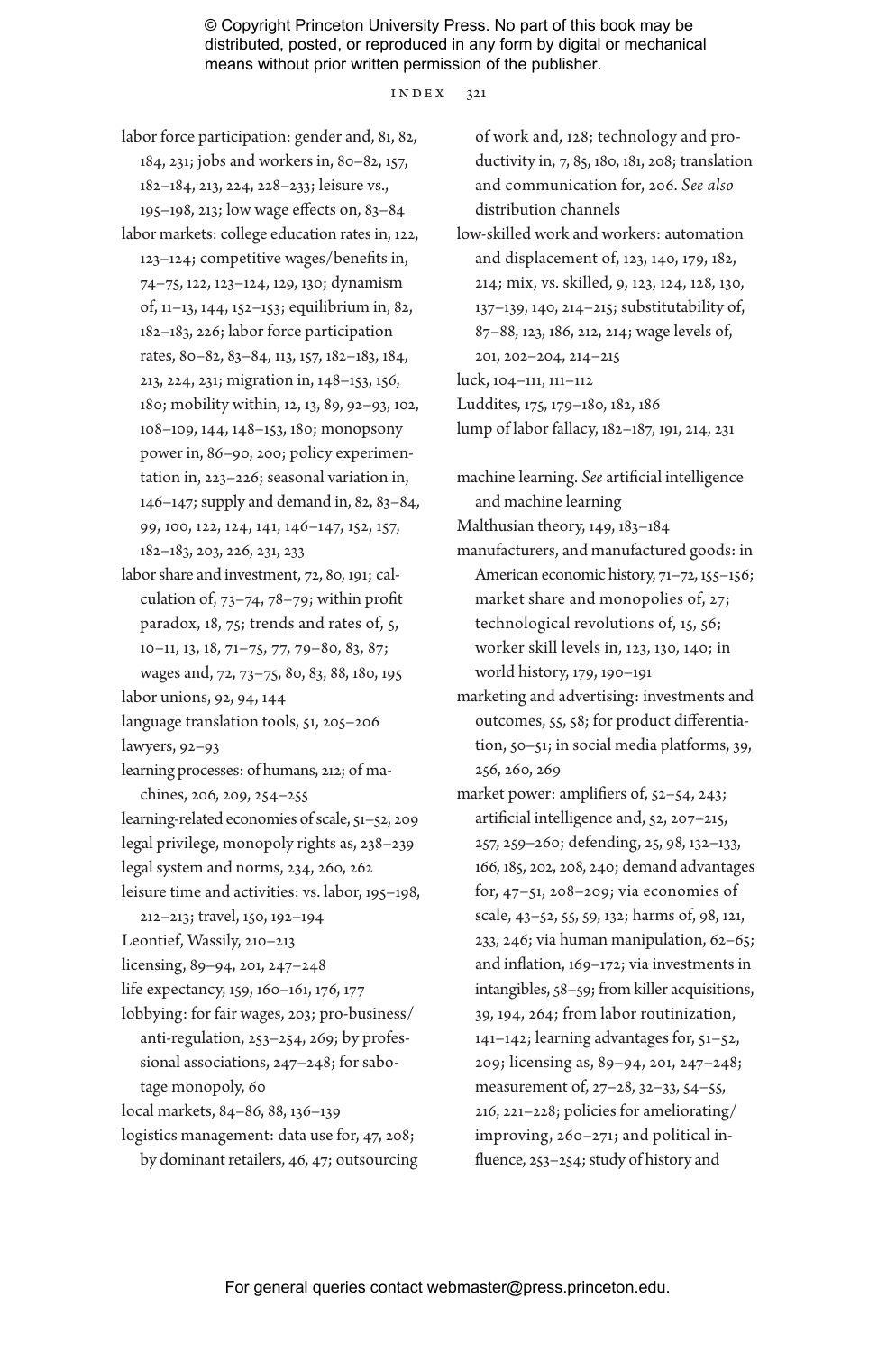labor force participation: gender and, 81, 82, 184, 231; jobs and workers in, 80–82, 157, 182–184, 213, 224, 228–233; leisure vs., 195–198, 213; low wage effects on, 83–84

labor markets: college education rates in, 122, 123–124; competitive wages/benefits in, 74–75, 122, 123–124, 129, 130; dynamism of, 11–13, 144, 152–153; equilibrium in, 82, 182–183, 226; labor force participation rates, 80–82, 83–84, 113, 157, 182–183, 184, 213, 224, 231; migration in, 148–153, 156, 180; mobility within, 12, 13, 89, 92–93, 102, 108–109, 144, 148–153, 180; monopsony power in, 86–90, 200; policy experimentation in, 223–226; seasonal variation in, 146–147; supply and demand in, 82, 83–84, 99, 100, 122, 124, 141, 146–147, 152, 157, 182–183, 203, 226, 231, 233

labor share and investment, 72, 80, 191; calculation of, 73–74, 78–79; within profit paradox, 18, 75; trends and rates of, 5, 10–11, 13, 18, 71–75, 77, 79–80, 83, 87; wages and, 72, 73–75, 80, 83, 88, 180, 195

labor unions, 92, 94, 144

language translation tools, 51, 205–206

lawyers, 92–93

learning processes: of humans, 212; of machines, 206, 209, 254–255

learning-related economies of scale, 51–52, 209

legal privilege, monopoly rights as, 238–239

legal system and norms, 234, 260, 262

leisure time and activities: vs. labor, 195–198, 212–213; travel, 150, 192–194

Leontief, Wassily, 210–213

licensing, 89–94, 201, 247–248

life expectancy, 159, 160–161, 176, 177

lobbying: for fair wages, 203; pro-business/anti-regulation, 253–254, 269; by professional associations, 247–248; for sabotage monopoly, 60

local markets, 84–86, 88, 136–139

logistics management: data use for, 47, 208; by dominant retailers, 46, 47; outsourcing of work and, 128; technology and productivity in, 7, 85, 180, 181, 208; translation and communication for, 206. *See also* distribution channels

low-skilled work and workers: automation and displacement of, 123, 140, 179, 182, 214; mix, vs. skilled, 9, 123, 124, 128, 130, 137–139, 140, 214–215; substitutability of, 87–88, 123, 186, 212, 214; wage levels of, 201, 202–204, 214–215

luck, 104–111, 111–112

Luddites, 175, 179–180, 182, 186

lump of labor fallacy, 182–187, 191, 214, 231

machine learning. *See* artificial intelligence and machine learning

Malthusian theory, 149, 183–184

manufacturers, and manufactured goods: in American economic history, 71–72, 155–156; market share and monopolies of, 27; technological revolutions of, 15, 56; worker skill levels in, 123, 130, 140; in world history, 179, 190–191

marketing and advertising: investments and outcomes, 55, 58; for product differentiation, 50–51; in social media platforms, 39, 256, 260, 269

market power: amplifiers of, 52–54, 243; artificial intelligence and, 52, 207–215, 257, 259–260; defending, 25, 98, 132–133, 166, 185, 202, 208, 240; demand advantages for, 47–51, 208–209; via economies of scale, 43–52, 55, 59, 132; harms of, 98, 121, 233, 246; via human manipulation, 62–65; and inflation, 169–172; via investments in intangibles, 58–59; from killer acquisitions, 39, 194, 264; from labor routinization, 141–142; learning advantages for, 51–52, 209; licensing as, 89–94, 201, 247–248; measurement of, 27–28, 32–33, 54–55, 216, 221–228; policies for ameliorating/improving, 260–271; and political influence, 253–254; study of history and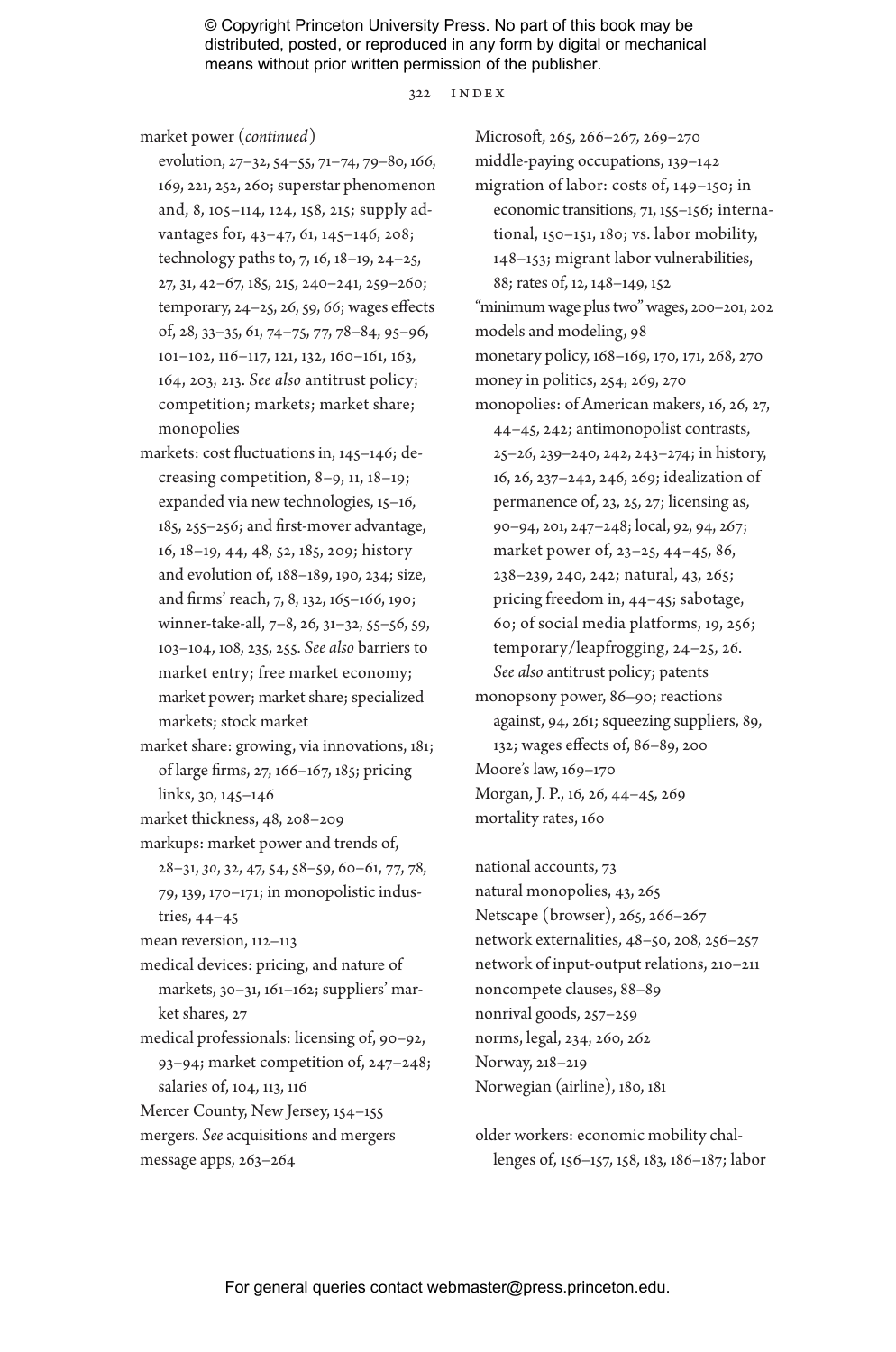market power (*continued*)
evolution, 27–32, 54–55, 71–74, 79–80, 166, 169, 221, 252, 260; superstar phenomenon and, 8, 105–114, 124, 158, 215; supply advantages for, 43–47, 61, 145–146, 208; technology paths to, 7, 16, 18–19, 24–25, 27, 31, 42–67, 185, 215, 240–241, 259–260; temporary, 24–25, 26, 59, 66; wages effects of, 28, 33–35, 61, 74–75, 77, 78–84, 95–96, 101–102, 116–117, 121, 132, 160–161, 163, 164, 203, 213. *See also* antitrust policy; competition; markets; market share; monopolies

markets: cost fluctuations in, 145–146; decreasing competition, 8–9, 11, 18–19; expanded via new technologies, 15–16, 185, 255–256; and first-mover advantage, 16, 18–19, 44, 48, 52, 185, 209; history and evolution of, 188–189, 190, 234; size, and firms' reach, 7, 8, 132, 165–166, 190; winner-take-all, 7–8, 26, 31–32, 55–56, 59, 103–104, 108, 235, 255. *See also* barriers to market entry; free market economy; market power; market share; specialized markets; stock market

market share: growing, via innovations, 181; of large firms, 27, 166–167, 185; pricing links, 30, 145–146

market thickness, 48, 208–209

markups: market power and trends of, 28–31, *30*, 32, 47, 54, 58–59, 60–61, 77, 78, 79, 139, 170–171; in monopolistic industries, 44–45

mean reversion, 112–113

medical devices: pricing, and nature of markets, 30–31, 161–162; suppliers' market shares, 27

medical professionals: licensing of, 90–92, 93–94; market competition of, 247–248; salaries of, 104, 113, 116

Mercer County, New Jersey, 154–155

mergers. *See* acquisitions and mergers

message apps, 263–264

Microsoft, 265, 266–267, 269–270

middle-paying occupations, 139–142

migration of labor: costs of, 149–150; in economic transitions, 71, 155–156; international, 150–151, 180; vs. labor mobility, 148–153; migrant labor vulnerabilities, 88; rates of, 12, 148–149, 152

"minimum wage plus two" wages, 200–201, 202

models and modeling, 98

monetary policy, 168–169, 170, 171, 268, 270

money in politics, 254, 269, 270

monopolies: of American makers, 16, 26, 27, 44–45, 242; antimonopolist contrasts, 25–26, 239–240, 242, 243–274; in history, 16, 26, 237–242, 246, 269; idealization of permanence of, 23, 25, 27; licensing as, 90–94, 201, 247–248; local, 92, 94, 267; market power of, 23–25, 44–45, 86, 238–239, 240, 242; natural, 43, 265; pricing freedom in, 44–45; sabotage, 60; of social media platforms, 19, 256; temporary/leapfrogging, 24–25, 26. *See also* antitrust policy; patents

monopsony power, 86–90; reactions against, 94, 261; squeezing suppliers, 89, 132; wages effects of, 86–89, 200

Moore's law, 169–170

Morgan, J. P., 16, 26, 44–45, 269

mortality rates, 160

national accounts, 73

natural monopolies, 43, 265

Netscape (browser), 265, 266–267

network externalities, 48–50, 208, 256–257

network of input-output relations, 210–211

noncompete clauses, 88–89

nonrival goods, 257–259

norms, legal, 234, 260, 262

Norway, 218–219

Norwegian (airline), 180, 181

older workers: economic mobility challenges of, 156–157, 158, 183, 186–187; labor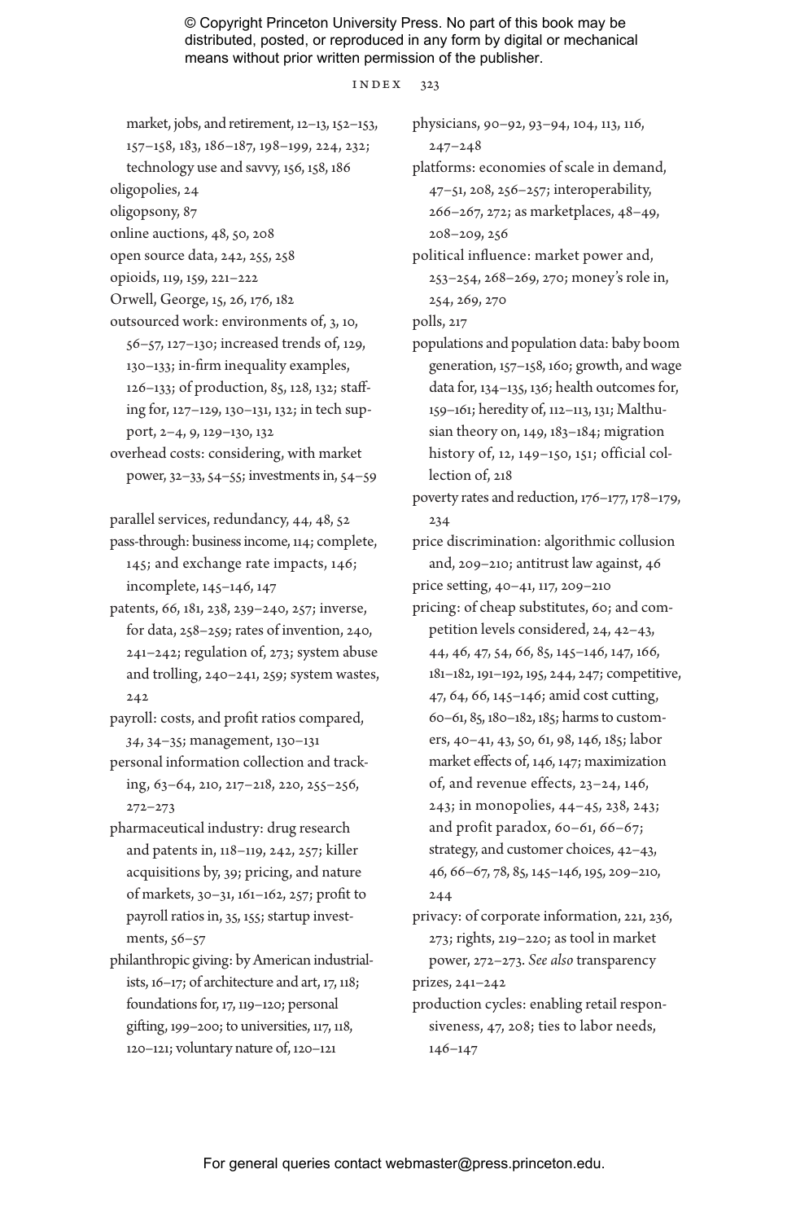market, jobs, and retirement, 12–13, 152–153, 157–158, 183, 186–187, 198–199, 224, 232; technology use and savvy, 156, 158, 186

oligopolies, 24

oligopsony, 87

online auctions, 48, 50, 208

open source data, 242, 255, 258

opioids, 119, 159, 221–222

Orwell, George, 15, 26, 176, 182

outsourced work: environments of, 3, 10, 56–57, 127–130; increased trends of, 129, 130–133; in-firm inequality examples, 126–133; of production, 85, 128, 132; staffing for, 127–129, 130–131, 132; in tech support, 2–4, 9, 129–130, 132

overhead costs: considering, with market power, 32–33, 54–55; investments in, 54–59

parallel services, redundancy, 44, 48, 52

pass-through: business income, 114; complete, 145; and exchange rate impacts, 146; incomplete, 145–146, 147

patents, 66, 181, 238, 239–240, 257; inverse, for data, 258–259; rates of invention, 240, 241–242; regulation of, 273; system abuse and trolling, 240–241, 259; system wastes, 242

payroll: costs, and profit ratios compared, 34, 34–35; management, 130–131

personal information collection and tracking, 63–64, 210, 217–218, 220, 255–256, 272–273

pharmaceutical industry: drug research and patents in, 118–119, 242, 257; killer acquisitions by, 39; pricing, and nature of markets, 30–31, 161–162, 257; profit to payroll ratios in, 35, 155; startup investments, 56–57

philanthropic giving: by American industrialists, 16–17; of architecture and art, 17, 118; foundations for, 17, 119–120; personal gifting, 199–200; to universities, 117, 118, 120–121; voluntary nature of, 120–121

physicians, 90–92, 93–94, 104, 113, 116, 247–248

platforms: economies of scale in demand, 47–51, 208, 256–257; interoperability, 266–267, 272; as marketplaces, 48–49, 208–209, 256

political influence: market power and, 253–254, 268–269, 270; money's role in, 254, 269, 270

polls, 217

populations and population data: baby boom generation, 157–158, 160; growth, and wage data for, 134–135, 136; health outcomes for, 159–161; heredity of, 112–113, 131; Malthusian theory on, 149, 183–184; migration history of, 12, 149–150, 151; official collection of, 218

poverty rates and reduction, 176–177, 178–179, 234

price discrimination: algorithmic collusion and, 209–210; antitrust law against, 46

price setting, 40–41, 117, 209–210

pricing: of cheap substitutes, 60; and competition levels considered, 24, 42–43, 44, 46, 47, 54, 66, 85, 145–146, 147, 166, 181–182, 191–192, 195, 244, 247; competitive, 47, 64, 66, 145–146; amid cost cutting, 60–61, 85, 180–182, 185; harms to customers, 40–41, 43, 50, 61, 98, 146, 185; labor market effects of, 146, 147; maximization of, and revenue effects, 23–24, 146, 243; in monopolies, 44–45, 238, 243; and profit paradox, 60–61, 66–67; strategy, and customer choices, 42–43, 46, 66–67, 78, 85, 145–146, 195, 209–210, 244

privacy: of corporate information, 221, 236, 273; rights, 219–220; as tool in market power, 272–273. *See also* transparency

prizes, 241–242

production cycles: enabling retail responsiveness, 47, 208; ties to labor needs, 146–147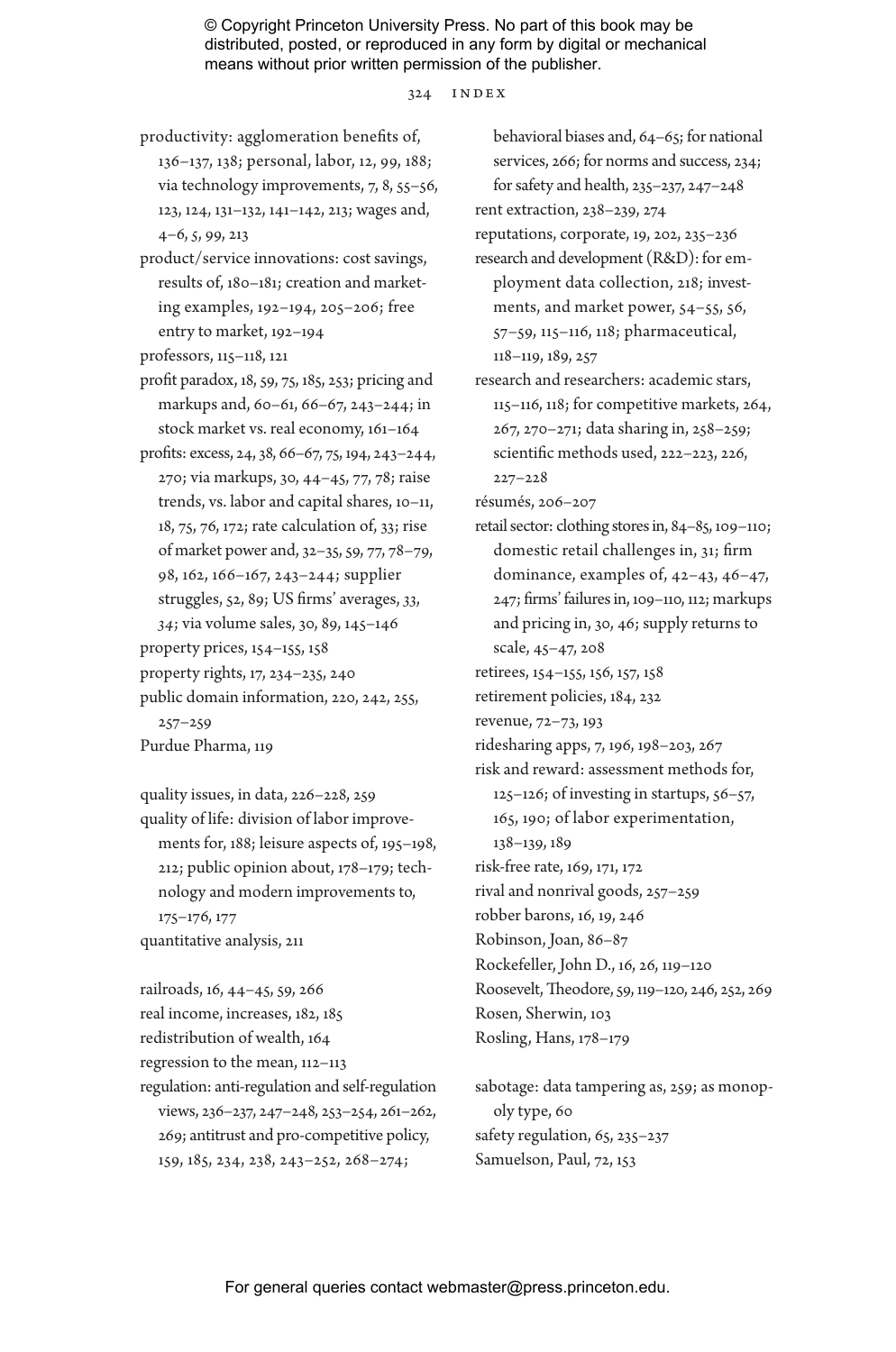productivity: agglomeration benefits of, 136–137, 138; personal, labor, 12, 99, 188; via technology improvements, 7, 8, 55–56, 123, 124, 131–132, 141–142, 213; wages and, 4–6, 5, 99, 213

product/service innovations: cost savings, results of, 180–181; creation and marketing examples, 192–194, 205–206; free entry to market, 192–194

professors, 115–118, 121

profit paradox, 18, 59, 75, 185, 253; pricing and markups and, 60–61, 66–67, 243–244; in stock market vs. real economy, 161–164

profits: excess, 24, 38, 66–67, 75, 194, 243–244, 270; via markups, 30, 44–45, 77, 78; raise trends, vs. labor and capital shares, 10–11, 18, 75, 76, 172; rate calculation of, 33; rise of market power and, 32–35, 59, 77, 78–79, 98, 162, 166–167, 243–244; supplier struggles, 52, 89; US firms' averages, 33, *34*; via volume sales, 30, 89, 145–146

property prices, 154–155, 158

property rights, 17, 234–235, 240

public domain information, 220, 242, 255, 257–259

Purdue Pharma, 119

quality issues, in data, 226–228, 259

quality of life: division of labor improvements for, 188; leisure aspects of, 195–198, 212; public opinion about, 178–179; technology and modern improvements to, 175–176, 177

quantitative analysis, 211

railroads, 16, 44–45, 59, 266

real income, increases, 182, 185

redistribution of wealth, 164

regression to the mean, 112–113

regulation: anti-regulation and self-regulation views, 236–237, 247–248, 253–254, 261–262, 269; antitrust and pro-competitive policy, 159, 185, 234, 238, 243–252, 268–274; behavioral biases and, 64–65; for national services, 266; for norms and success, 234; for safety and health, 235–237, 247–248

rent extraction, 238–239, 274

reputations, corporate, 19, 202, 235–236

research and development (R&D): for employment data collection, 218; investments, and market power, 54–55, 56, 57–59, 115–116, 118; pharmaceutical, 118–119, 189, 257

research and researchers: academic stars, 115–116, 118; for competitive markets, 264, 267, 270–271; data sharing in, 258–259; scientific methods used, 222–223, 226, 227–228

résumés, 206–207

retail sector: clothing stores in, 84–85, 109–110; domestic retail challenges in, 31; firm dominance, examples of, 42–43, 46–47, 247; firms' failures in, 109–110, 112; markups and pricing in, 30, 46; supply returns to scale, 45–47, 208

retirees, 154–155, 156, 157, 158

retirement policies, 184, 232

revenue, 72–73, 193

ridesharing apps, 7, 196, 198–203, 267

risk and reward: assessment methods for, 125–126; of investing in startups, 56–57, 165, 190; of labor experimentation, 138–139, 189

risk-free rate, 169, 171, 172

rival and nonrival goods, 257–259

robber barons, 16, 19, 246

Robinson, Joan, 86–87

Rockefeller, John D., 16, 26, 119–120

Roosevelt, Theodore, 59, 119–120, 246, 252, 269

Rosen, Sherwin, 103

Rosling, Hans, 178–179

sabotage: data tampering as, 259; as monopoly type, 60

safety regulation, 65, 235–237

Samuelson, Paul, 72, 153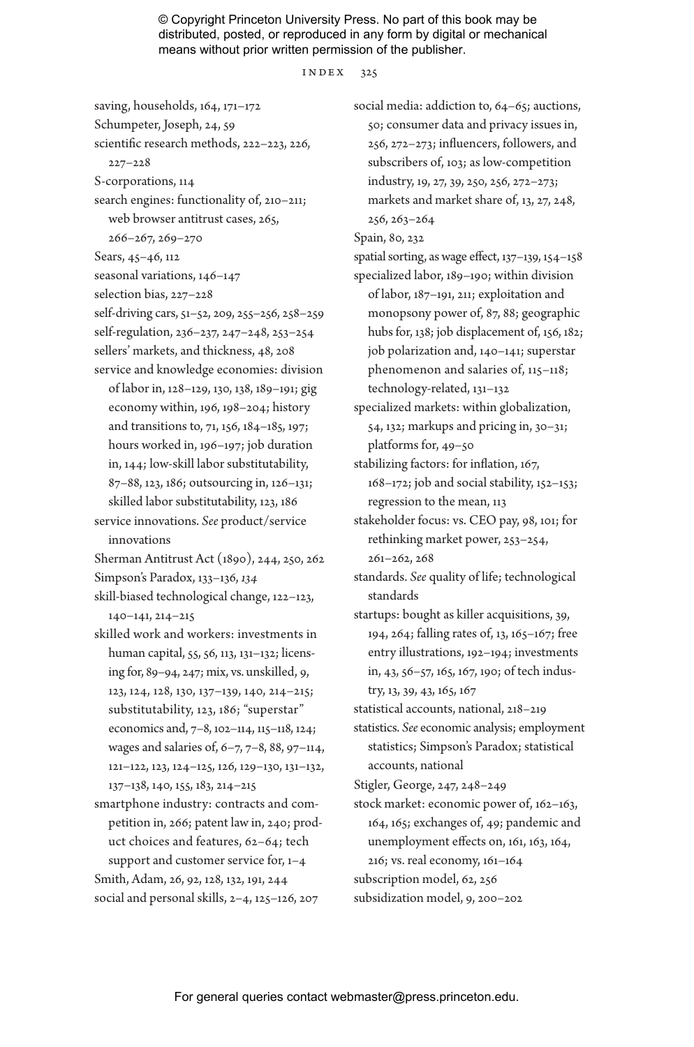saving, households, 164, 171–172
Schumpeter, Joseph, 24, 59
scientific research methods, 222–223, 226, 227–228
S-corporations, 114
search engines: functionality of, 210–211; web browser antitrust cases, 265, 266–267, 269–270
Sears, 45–46, 112
seasonal variations, 146–147
selection bias, 227–228
self-driving cars, 51–52, 209, 255–256, 258–259
self-regulation, 236–237, 247–248, 253–254
sellers' markets, and thickness, 48, 208
service and knowledge economies: division of labor in, 128–129, 130, 138, 189–191; gig economy within, 196, 198–204; history and transitions to, 71, 156, 184–185, 197; hours worked in, 196–197; job duration in, 144; low-skill labor substitutability, 87–88, 123, 186; outsourcing in, 126–131; skilled labor substitutability, 123, 186
service innovations. *See* product/service innovations
Sherman Antitrust Act (1890), 244, 250, 262
Simpson's Paradox, 133–136, *134*
skill-biased technological change, 122–123, 140–141, 214–215
skilled work and workers: investments in human capital, 55, 56, 113, 131–132; licensing for, 89–94, 247; mix, vs. unskilled, 9, 123, 124, 128, 130, 137–139, 140, 214–215; substitutability, 123, 186; "superstar" economics and, 7–8, 102–114, 115–118, 124; wages and salaries of, 6–7, 7–8, 88, 97–114, 121–122, 123, 124–125, 126, 129–130, 131–132, 137–138, 140, 155, 183, 214–215
smartphone industry: contracts and competition in, 266; patent law in, 240; product choices and features, 62–64; tech support and customer service for, 1–4
Smith, Adam, 26, 92, 128, 132, 191, 244
social and personal skills, 2–4, 125–126, 207
social media: addiction to, 64–65; auctions, 50; consumer data and privacy issues in, 256, 272–273; influencers, followers, and subscribers of, 103; as low-competition industry, 19, 27, 39, 250, 256, 272–273; markets and market share of, 13, 27, 248, 256, 263–264
Spain, 80, 232
spatial sorting, as wage effect, 137–139, 154–158
specialized labor, 189–190; within division of labor, 187–191, 211; exploitation and monopsony power of, 87, 88; geographic hubs for, 138; job displacement of, 156, 182; job polarization and, 140–141; superstar phenomenon and salaries of, 115–118; technology-related, 131–132
specialized markets: within globalization, 54, 132; markups and pricing in, 30–31; platforms for, 49–50
stabilizing factors: for inflation, 167, 168–172; job and social stability, 152–153; regression to the mean, 113
stakeholder focus: vs. CEO pay, 98, 101; for rethinking market power, 253–254, 261–262, 268
standards. *See* quality of life; technological standards
startups: bought as killer acquisitions, 39, 194, 264; falling rates of, 13, 165–167; free entry illustrations, 192–194; investments in, 43, 56–57, 165, 167, 190; of tech industry, 13, 39, 43, 165, 167
statistical accounts, national, 218–219
statistics. *See* economic analysis; employment statistics; Simpson's Paradox; statistical accounts, national
Stigler, George, 247, 248–249
stock market: economic power of, 162–163, 164, 165; exchanges of, 49; pandemic and unemployment effects on, 161, 163, 164, 216; vs. real economy, 161–164
subscription model, 62, 256
subsidization model, 9, 200–202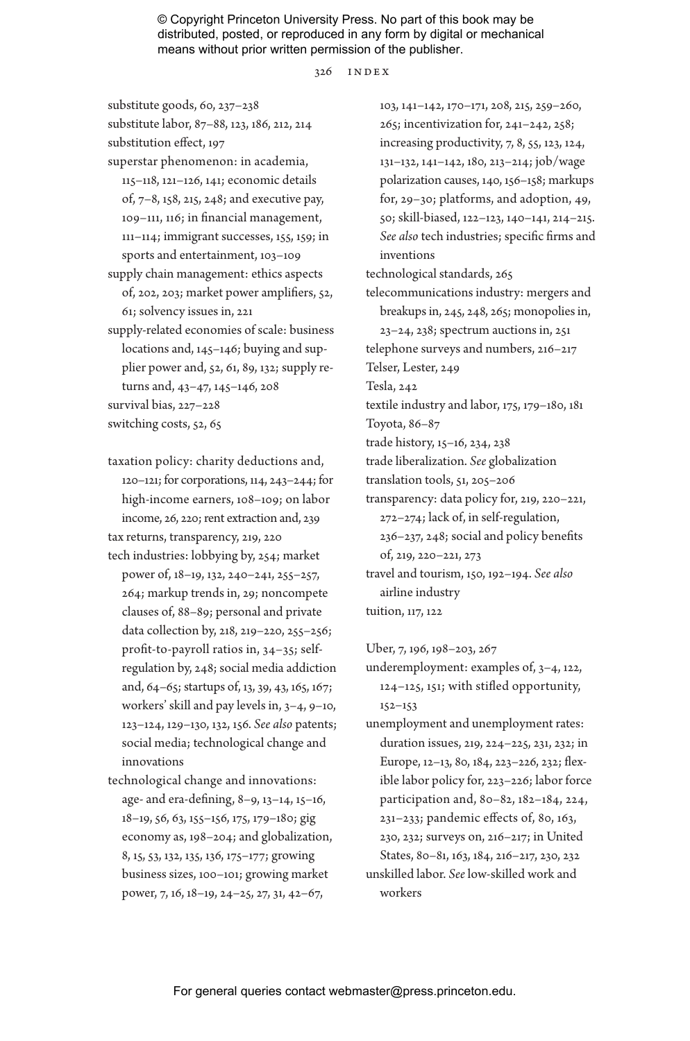substitute goods, 60, 237–238
substitute labor, 87–88, 123, 186, 212, 214
substitution effect, 197
superstar phenomenon: in academia, 115–118, 121–126, 141; economic details of, 7–8, 158, 215, 248; and executive pay, 109–111, 116; in financial management, 111–114; immigrant successes, 155, 159; in sports and entertainment, 103–109
supply chain management: ethics aspects of, 202, 203; market power amplifiers, 52, 61; solvency issues in, 221
supply-related economies of scale: business locations and, 145–146; buying and supplier power and, 52, 61, 89, 132; supply returns and, 43–47, 145–146, 208
survival bias, 227–228
switching costs, 52, 65

taxation policy: charity deductions and, 120–121; for corporations, 114, 243–244; for high-income earners, 108–109; on labor income, 26, 220; rent extraction and, 239
tax returns, transparency, 219, 220
tech industries: lobbying by, 254; market power of, 18–19, 132, 240–241, 255–257, 264; markup trends in, 29; noncompete clauses of, 88–89; personal and private data collection by, 218, 219–220, 255–256; profit-to-payroll ratios in, 34–35; self-regulation by, 248; social media addiction and, 64–65; startups of, 13, 39, 43, 165, 167; workers' skill and pay levels in, 3–4, 9–10, 123–124, 129–130, 132, 156. *See also* patents; social media; technological change and innovations
technological change and innovations: age- and era-defining, 8–9, 13–14, 15–16, 18–19, 56, 63, 155–156, 175, 179–180; gig economy as, 198–204; and globalization, 8, 15, 53, 132, 135, 136, 175–177; growing business sizes, 100–101; growing market power, 7, 16, 18–19, 24–25, 27, 31, 42–67, 103, 141–142, 170–171, 208, 215, 259–260, 265; incentivization for, 241–242, 258; increasing productivity, 7, 8, 55, 123, 124, 131–132, 141–142, 180, 213–214; job/wage polarization causes, 140, 156–158; markups for, 29–30; platforms, and adoption, 49, 50; skill-biased, 122–123, 140–141, 214–215. *See also* tech industries; specific firms and inventions
technological standards, 265
telecommunications industry: mergers and breakups in, 245, 248, 265; monopolies in, 23–24, 238; spectrum auctions in, 251
telephone surveys and numbers, 216–217
Telser, Lester, 249
Tesla, 242
textile industry and labor, 175, 179–180, 181
Toyota, 86–87
trade history, 15–16, 234, 238
trade liberalization. *See* globalization
translation tools, 51, 205–206
transparency: data policy for, 219, 220–221, 272–274; lack of, in self-regulation, 236–237, 248; social and policy benefits of, 219, 220–221, 273
travel and tourism, 150, 192–194. *See also* airline industry
tuition, 117, 122

Uber, 7, 196, 198–203, 267
underemployment: examples of, 3–4, 122, 124–125, 151; with stifled opportunity, 152–153
unemployment and unemployment rates: duration issues, 219, 224–225, 231, 232; in Europe, 12–13, 80, 184, 223–226, 232; flexible labor policy for, 223–226; labor force participation and, 80–82, 182–184, 224, 231–233; pandemic effects of, 80, 163, 230, 232; surveys on, 216–217; in United States, 80–81, 163, 184, 216–217, 230, 232
unskilled labor. *See* low-skilled work and workers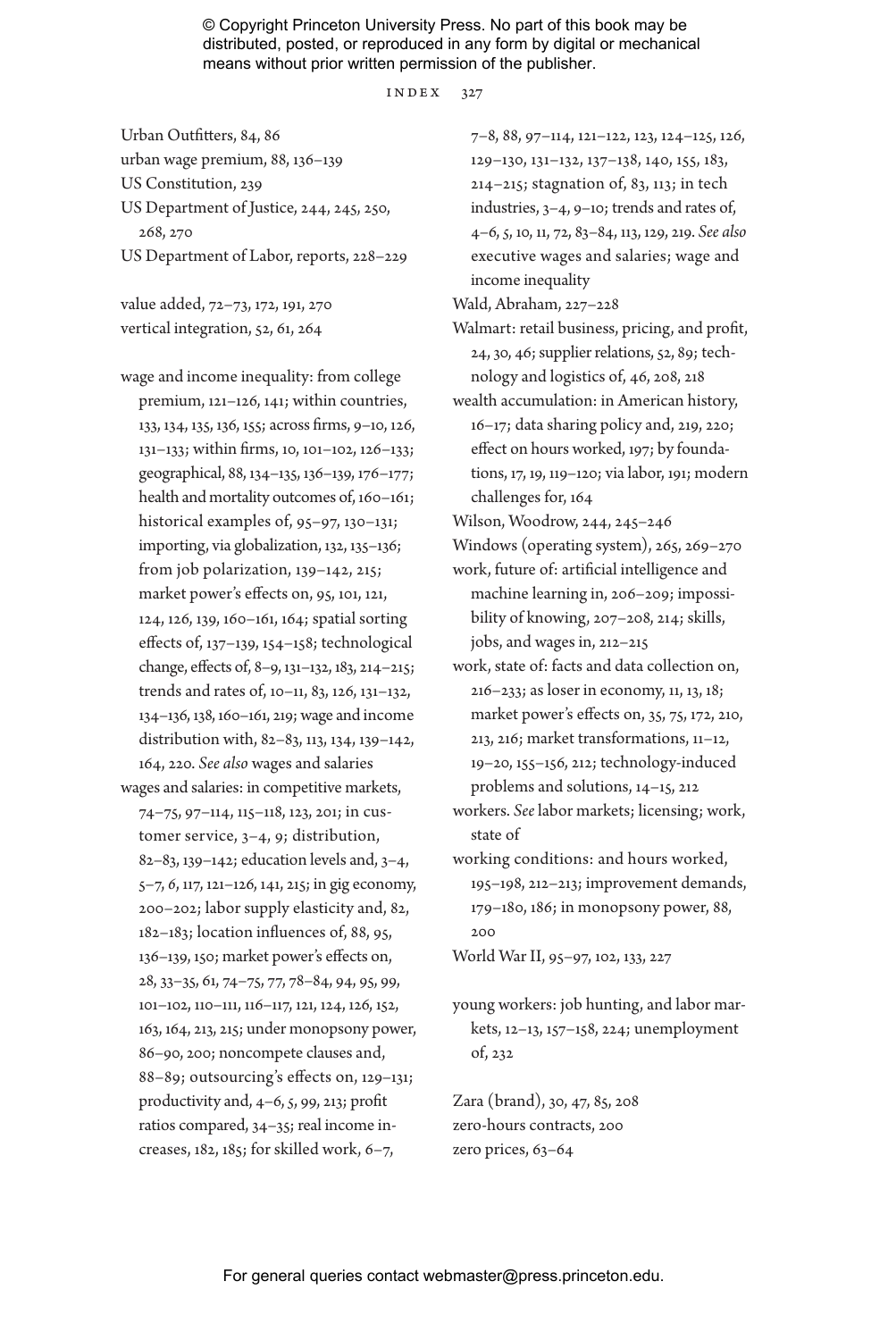Urban Outfitters, 84, 86
urban wage premium, 88, 136–139
US Constitution, 239
US Department of Justice, 244, 245, 250, 268, 270
US Department of Labor, reports, 228–229

value added, 72–73, 172, 191, 270
vertical integration, 52, 61, 264

wage and income inequality: from college premium, 121–126, 141; within countries, 133, 134, 135, 136, 155; across firms, 9–10, 126, 131–133; within firms, 10, 101–102, 126–133; geographical, 88, 134–135, 136–139, 176–177; health and mortality outcomes of, 160–161; historical examples of, 95–97, 130–131; importing, via globalization, 132, 135–136; from job polarization, 139–142, 215; market power's effects on, 95, 101, 121, 124, 126, 139, 160–161, 164; spatial sorting effects of, 137–139, 154–158; technological change, effects of, 8–9, 131–132, 183, 214–215; trends and rates of, 10–11, 83, 126, 131–132, 134–136, 138, 160–161, 219; wage and income distribution with, 82–83, 113, 134, 139–142, 164, 220. *See also* wages and salaries

wages and salaries: in competitive markets, 74–75, 97–114, 115–118, 123, 201; in customer service, 3–4, 9; distribution, 82–83, 139–142; education levels and, 3–4, 5–7, *6*, 117, 121–126, 141, 215; in gig economy, 200–202; labor supply elasticity and, 82, 182–183; location influences of, 88, 95, 136–139, 150; market power's effects on, 28, 33–35, 61, 74–75, 77, 78–84, 94, 95, 99, 101–102, 110–111, 116–117, 121, 124, 126, 152, 163, 164, 213, 215; under monopsony power, 86–90, 200; noncompete clauses and, 88–89; outsourcing's effects on, 129–131; productivity and, 4–6, *5*, 99, 213; profit ratios compared, 34–35; real income increases, 182, 185; for skilled work, 6–7, 7–8, 88, 97–114, 121–122, 123, 124–125, 126, 129–130, 131–132, 137–138, 140, 155, 183, 214–215; stagnation of, 83, 113; in tech industries, 3–4, 9–10; trends and rates of, 4–6, *5*, 10, 11, 72, 83–84, 113, 129, 219. *See also* executive wages and salaries; wage and income inequality

Wald, Abraham, 227–228

Walmart: retail business, pricing, and profit, 24, 30, 46; supplier relations, 52, 89; technology and logistics of, 46, 208, 218

wealth accumulation: in American history, 16–17; data sharing policy and, 219, 220; effect on hours worked, 197; by foundations, 17, 19, 119–120; via labor, 191; modern challenges for, 164

Wilson, Woodrow, 244, 245–246

Windows (operating system), 265, 269–270

work, future of: artificial intelligence and machine learning in, 206–209; impossibility of knowing, 207–208, 214; skills, jobs, and wages in, 212–215

work, state of: facts and data collection on, 216–233; as loser in economy, 11, 13, 18; market power's effects on, 35, 75, 172, 210, 213, 216; market transformations, 11–12, 19–20, 155–156, 212; technology-induced problems and solutions, 14–15, 212

workers. *See* labor markets; licensing; work, state of

working conditions: and hours worked, 195–198, 212–213; improvement demands, 179–180, 186; in monopsony power, 88, 200

World War II, 95–97, 102, 133, 227

young workers: job hunting, and labor markets, 12–13, 157–158, 224; unemployment of, 232

Zara (brand), 30, 47, 85, 208
zero-hours contracts, 200
zero prices, 63–64